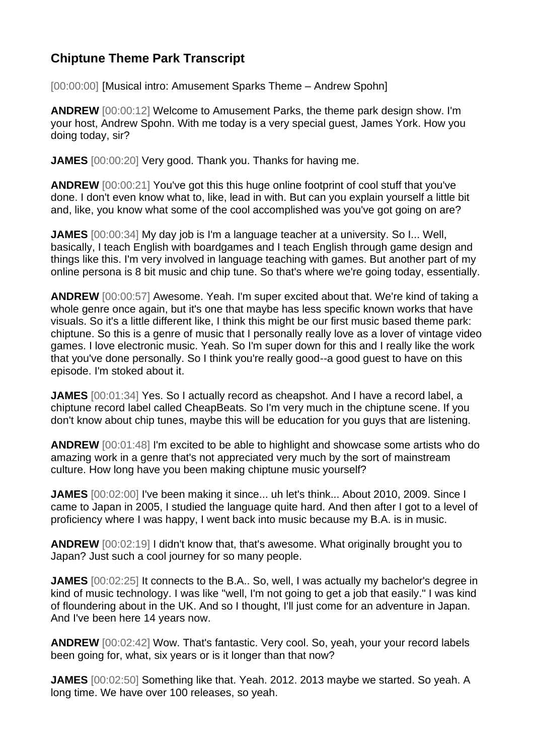## Chiptune Theme Park Transcript

[00:00:00] [Musical intro: Amusement Sparks Theme – Andrew Spohn]

**ANDREW** [00:00:12] Welcome to Amusement Parks, the theme park design show. I'm your host, Andrew Spohn. With me today is a very special guest, James York. How you doing today, sir?

**JAMES** [00:00:20] Very good. Thank you. Thanks for having me.

**ANDREW** [00:00:21] You've got this this huge online footprint of cool stuff that you've done. I don't even know what to, like, lead in with. But can you explain yourself a little bit and, like, you know what some of the cool accomplished was you've got going on are?

**JAMES** [00:00:34] My day job is I'm a language teacher at a university. So I... Well, basically, I teach English with boardgames and I teach English through game design and things like this. I'm very involved in language teaching with games. But another part of my online persona is 8 bit music and chip tune. So that's where we're going today, essentially.

**ANDREW** [00:00:57] Awesome. Yeah. I'm super excited about that. We're kind of taking a whole genre once again, but it's one that maybe has less specific known works that have visuals. So it's a little different like, I think this might be our first music based theme park: chiptune. So this is a genre of music that I personally really love as a lover of vintage video games. I love electronic music. Yeah. So I'm super down for this and I really like the work that you've done personally. So I think you're really good--a good guest to have on this episode. I'm stoked about it.

**JAMES** [00:01:34] Yes. So I actually record as cheapshot. And I have a record label, a chiptune record label called CheapBeats. So I'm very much in the chiptune scene. If you don't know about chip tunes, maybe this will be education for you guys that are listening.

**ANDREW** [00:01:48] I'm excited to be able to highlight and showcase some artists who do amazing work in a genre that's not appreciated very much by the sort of mainstream culture. How long have you been making chiptune music yourself?

**JAMES** [00:02:00] I've been making it since... uh let's think... About 2010, 2009. Since I came to Japan in 2005, I studied the language quite hard. And then after I got to a level of proficiency where I was happy, I went back into music because my B.A. is in music.

**ANDREW** [00:02:19] I didn't know that, that's awesome. What originally brought you to Japan? Just such a cool journey for so many people.

**JAMES** [00:02:25] It connects to the B.A.. So, well, I was actually my bachelor's degree in kind of music technology. I was like "well, I'm not going to get a job that easily." I was kind of floundering about in the UK. And so I thought, I'll just come for an adventure in Japan. And I've been here 14 years now.

**ANDREW** [00:02:42] Wow. That's fantastic. Very cool. So, yeah, your your record labels been going for, what, six years or is it longer than that now?

**JAMES** [00:02:50] Something like that. Yeah. 2012. 2013 maybe we started. So yeah. A long time. We have over 100 releases, so yeah.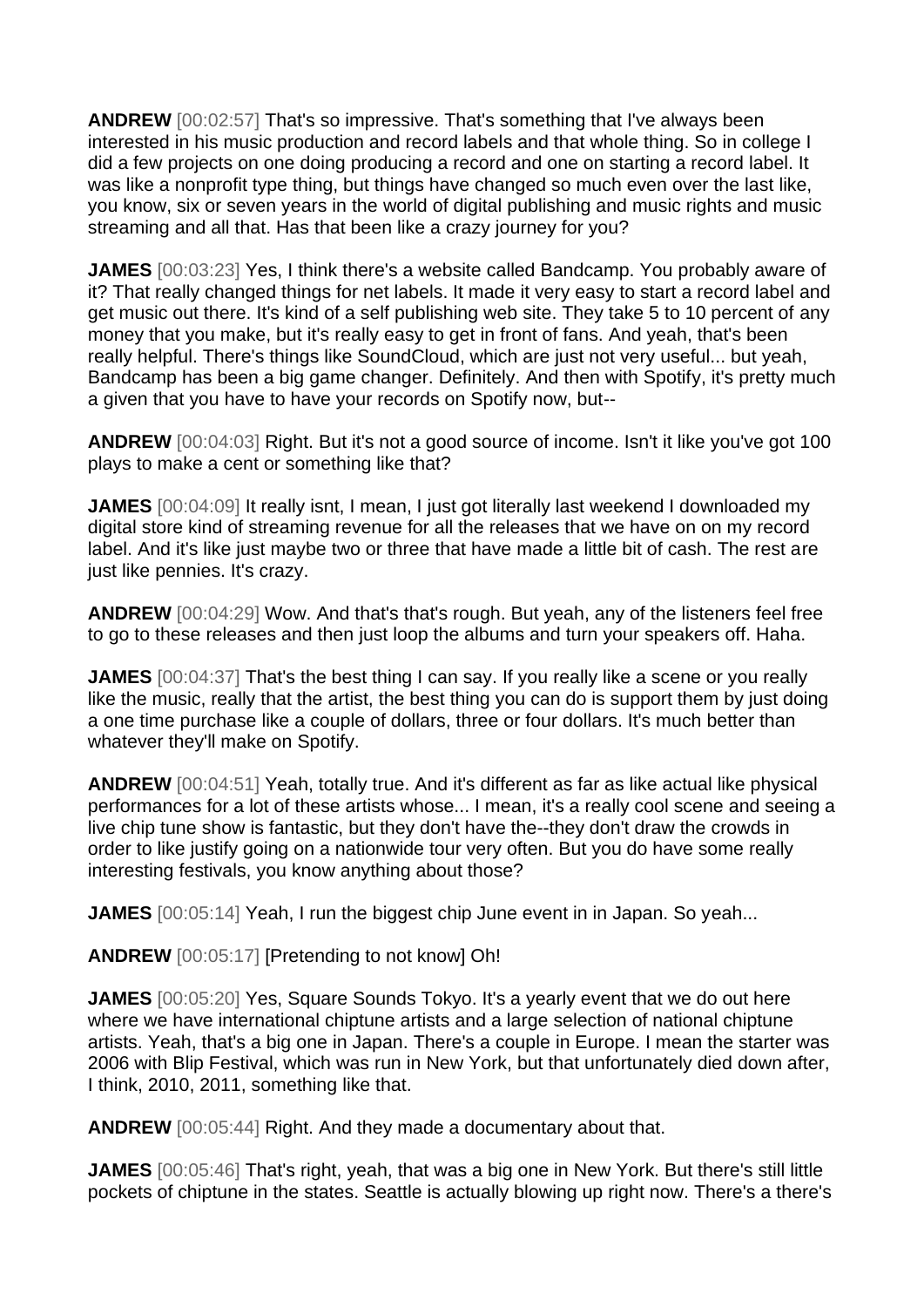**ANDREW** [00:02:57] That's so impressive. That's something that I've always been interested in his music production and record labels and that whole thing. So in college I did a few projects on one doing producing a record and one on starting a record label. It was like a nonprofit type thing, but things have changed so much even over the last like, you know, six or seven years in the world of digital publishing and music rights and music streaming and all that. Has that been like a crazy journey for you?

**JAMES** [00:03:23] Yes, I think there's a website called Bandcamp. You probably aware of it? That really changed things for net labels. It made it very easy to start a record label and get music out there. It's kind of a self publishing web site. They take 5 to 10 percent of any money that you make, but it's really easy to get in front of fans. And yeah, that's been really helpful. There's things like SoundCloud, which are just not very useful... but yeah, Bandcamp has been a big game changer. Definitely. And then with Spotify, it's pretty much a given that you have to have your records on Spotify now, but--

**ANDREW** [00:04:03] Right. But it's not a good source of income. Isn't it like you've got 100 plays to make a cent or something like that?

**JAMES** [00:04:09] It really isnt, I mean, I just got literally last weekend I downloaded my digital store kind of streaming revenue for all the releases that we have on on my record label. And it's like just maybe two or three that have made a little bit of cash. The rest are just like pennies. It's crazy.

**ANDREW** [00:04:29] Wow. And that's that's rough. But yeah, any of the listeners feel free to go to these releases and then just loop the albums and turn your speakers off. Haha.

**JAMES** [00:04:37] That's the best thing I can say. If you really like a scene or you really like the music, really that the artist, the best thing you can do is support them by just doing a one time purchase like a couple of dollars, three or four dollars. It's much better than whatever they'll make on Spotify.

**ANDREW** [00:04:51] Yeah, totally true. And it's different as far as like actual like physical performances for a lot of these artists whose... I mean, it's a really cool scene and seeing a live chip tune show is fantastic, but they don't have the--they don't draw the crowds in order to like justify going on a nationwide tour very often. But you do have some really interesting festivals, you know anything about those?

**JAMES** [00:05:14] Yeah, I run the biggest chip June event in in Japan. So yeah...

**ANDREW** [00:05:17] [Pretending to not know] Oh!

**JAMES** [00:05:20] Yes, Square Sounds Tokyo. It's a yearly event that we do out here where we have international chiptune artists and a large selection of national chiptune artists. Yeah, that's a big one in Japan. There's a couple in Europe. I mean the starter was 2006 with Blip Festival, which was run in New York, but that unfortunately died down after, I think, 2010, 2011, something like that.

**ANDREW** [00:05:44] Right. And they made a documentary about that.

**JAMES** [00:05:46] That's right, yeah, that was a big one in New York. But there's still little pockets of chiptune in the states. Seattle is actually blowing up right now. There's a there's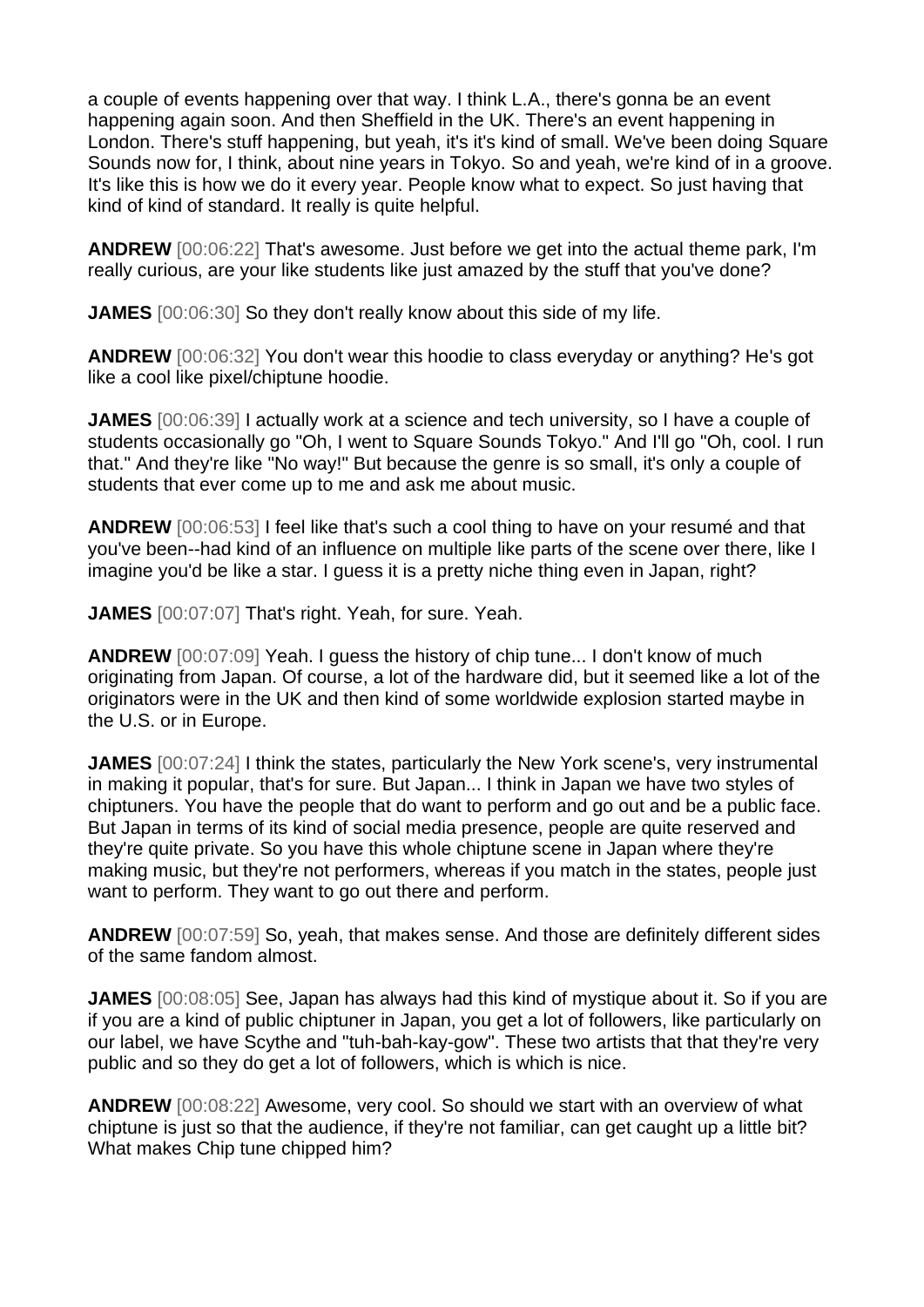a couple of events happening over that way. I think L.A., there's gonna be an event happening again soon. And then Sheffield in the UK. There's an event happening in London. There's stuff happening, but yeah, it's it's kind of small. We've been doing Square Sounds now for, I think, about nine years in Tokyo. So and yeah, we're kind of in a groove. It's like this is how we do it every year. People know what to expect. So just having that kind of kind of standard. It really is quite helpful.

**ANDREW** [00:06:22] That's awesome. Just before we get into the actual theme park, I'm really curious, are your like students like just amazed by the stuff that you've done?

**JAMES** [00:06:30] So they don't really know about this side of my life.

**ANDREW** [00:06:32] You don't wear this hoodie to class everyday or anything? He's got like a cool like pixel/chiptune hoodie.

**JAMES** [00:06:39] I actually work at a science and tech university, so I have a couple of students occasionally go "Oh, I went to Square Sounds Tokyo." And I'll go "Oh, cool. I run that." And they're like "No way!" But because the genre is so small, it's only a couple of students that ever come up to me and ask me about music.

**ANDREW** [00:06:53] I feel like that's such a cool thing to have on your resumé and that you've been--had kind of an influence on multiple like parts of the scene over there, like I imagine you'd be like a star. I guess it is a pretty niche thing even in Japan, right?

**JAMES** [00:07:07] That's right. Yeah, for sure. Yeah.

**ANDREW** [00:07:09] Yeah. I guess the history of chip tune... I don't know of much originating from Japan. Of course, a lot of the hardware did, but it seemed like a lot of the originators were in the UK and then kind of some worldwide explosion started maybe in the U.S. or in Europe.

**JAMES** [00:07:24] I think the states, particularly the New York scene's, very instrumental in making it popular, that's for sure. But Japan... I think in Japan we have two styles of chiptuners. You have the people that do want to perform and go out and be a public face. But Japan in terms of its kind of social media presence, people are quite reserved and they're quite private. So you have this whole chiptune scene in Japan where they're making music, but they're not performers, whereas if you match in the states, people just want to perform. They want to go out there and perform.

**ANDREW** [00:07:59] So, yeah, that makes sense. And those are definitely different sides of the same fandom almost.

**JAMES** [00:08:05] See, Japan has always had this kind of mystique about it. So if you are if you are a kind of public chiptuner in Japan, you get a lot of followers, like particularly on our label, we have Scythe and "tuh-bah-kay-gow". These two artists that that they're very public and so they do get a lot of followers, which is which is nice.

**ANDREW** [00:08:22] Awesome, very cool. So should we start with an overview of what chiptune is just so that the audience, if they're not familiar, can get caught up a little bit? What makes Chip tune chipped him?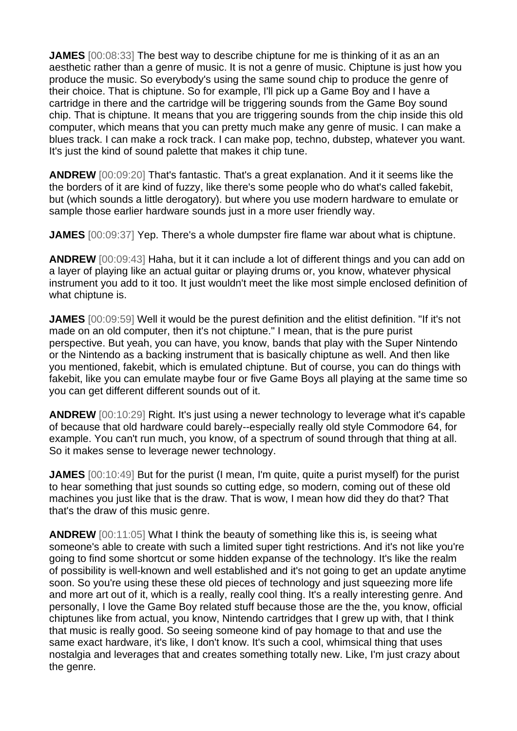**JAMES** [00:08:33] The best way to describe chiptune for me is thinking of it as an an aesthetic rather than a genre of music. It is not a genre of music. Chiptune is just how you produce the music. So everybody's using the same sound chip to produce the genre of their choice. That is chiptune. So for example, I'll pick up a Game Boy and I have a cartridge in there and the cartridge will be triggering sounds from the Game Boy sound chip. That is chiptune. It means that you are triggering sounds from the chip inside this old computer, which means that you can pretty much make any genre of music. I can make a blues track. I can make a rock track. I can make pop, techno, dubstep, whatever you want. It's just the kind of sound palette that makes it chip tune.

**ANDREW** [00:09:20] That's fantastic. That's a great explanation. And it it seems like the the borders of it are kind of fuzzy, like there's some people who do what's called fakebit, but (which sounds a little derogatory). but where you use modern hardware to emulate or sample those earlier hardware sounds just in a more user friendly way.

**JAMES** [00:09:37] Yep. There's a whole dumpster fire flame war about what is chiptune.

**ANDREW** [00:09:43] Haha, but it it can include a lot of different things and you can add on a layer of playing like an actual guitar or playing drums or, you know, whatever physical instrument you add to it too. It just wouldn't meet the like most simple enclosed definition of what chiptune is.

**JAMES** [00:09:59] Well it would be the purest definition and the elitist definition. "If it's not made on an old computer, then it's not chiptune." I mean, that is the pure purist perspective. But yeah, you can have, you know," bands that play with the Super Nintendo or the Nintendo as a backing instrument that is basically chiptune as well. And then like you mentioned, fakebit, which is emulated chiptune. But of course, you can do things with fakebit, like you can emulate maybe four or five Game Boys all playing at the same time so you can get different different sounds out of it.

**ANDREW** [00:10:29] Right. It's just using a newer technology to leverage what it's capable of because that old hardware could barely--especially really old style Commodore 64, for example. You can't run much, you know, of a spectrum of sound through that thing at all. So it makes sense to leverage newer technology.

**JAMES** [00:10:49] But for the purist (I mean, I'm quite, quite a purist myself) for the purist to hear something that just sounds so cutting edge, so modern, coming out of these old machines you just like that is the draw. That is wow, I mean how did they do that? That that's the draw of this music genre.

**ANDREW** [00:11:05] What I think the beauty of something like this is, is seeing what someone's able to create with such a limited super tight restrictions. And it's not like you're going to find some shortcut or some hidden expanse of the technology. It's like the realm of possibility is well-known and well established and it's not going to get an update anytime soon. So you're using these these old pieces of technology and just squeezing more life and more art out of it, which is a really, really cool thing. It's a really interesting genre. And personally, I love the Game Boy related stuff because those are the the, you know, official chiptunes like from actual, you know, Nintendo cartridges that I grew up with, that I think that music is really good. So seeing someone kind of pay homage to that and use the same exact hardware, it's like, I don't know. It's such a cool, whimsical thing that uses nostalgia and leverages that and creates something totally new. Like, I'm just crazy about the genre.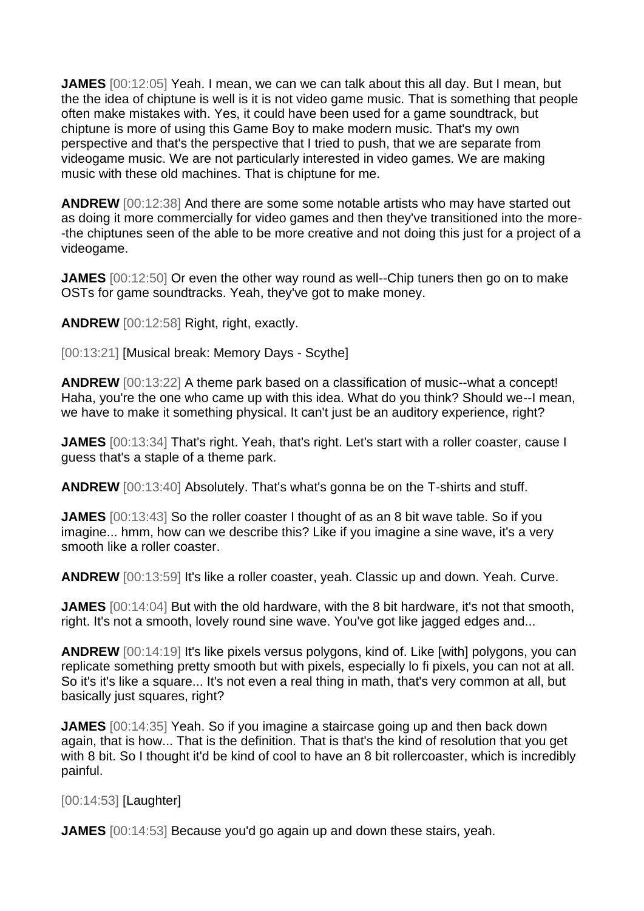**JAMES** [00:12:05] Yeah. I mean, we can we can talk about this all day. But I mean, but the the idea of chiptune is well is it is not video game music. That is something that people often make mistakes with. Yes, it could have been used for a game soundtrack, but chiptune is more of using this Game Boy to make modern music. That's my own perspective and that's the perspective that I tried to push, that we are separate from videogame music. We are not particularly interested in video games. We are making music with these old machines. That is chiptune for me.

**ANDREW** [00:12:38] And there are some some notable artists who may have started out as doing it more commercially for video games and then they've transitioned into the more--the chiptunes seen of the able to be more creative and not doing this just for a project of a videogame.

**JAMES** [00:12:50] Or even the other way round as well--Chip tuners then go on to make OSTs for game soundtracks. Yeah, they've got to make money.

**ANDREW** [00:12:58] Right, right, exactly.

[00:13:21] [Musical break: Memory Days - Scythe]

**ANDREW** [00:13:22] A theme park based on a classification of music--what a concept! Haha, you're the one who came up with this idea. What do you think? Should we--I mean, we have to make it something physical. It can't just be an auditory experience, right?

**JAMES** [00:13:34] That's right. Yeah, that's right. Let's start with a roller coaster, cause I guess that's a staple of a theme park.

**ANDREW** [00:13:40] Absolutely. That's what's gonna be on the T-shirts and stuff.

**JAMES** [00:13:43] So the roller coaster I thought of as an 8 bit wave table. So if you imagine... hmm, how can we describe this? Like if you imagine a sine wave, it's a very smooth like a roller coaster.

**ANDREW** [00:13:59] It's like a roller coaster, yeah. Classic up and down. Yeah. Curve.

**JAMES** [00:14:04] But with the old hardware, with the 8 bit hardware, it's not that smooth, right. It's not a smooth, lovely round sine wave. You've got like jagged edges and...

**ANDREW** [00:14:19] It's like pixels versus polygons, kind of. Like [with] polygons, you can replicate something pretty smooth but with pixels, especially lo fi pixels, you can not at all. So it's it's like a square... It's not even a real thing in math, that's very common at all, but basically just squares, right?

**JAMES** [00:14:35] Yeah. So if you imagine a staircase going up and then back down again, that is how... That is the definition. That is that's the kind of resolution that you get with 8 bit. So I thought it'd be kind of cool to have an 8 bit rollercoaster, which is incredibly painful.

[00:14:53] [Laughter]

**JAMES** [00:14:53] Because you'd go again up and down these stairs, yeah.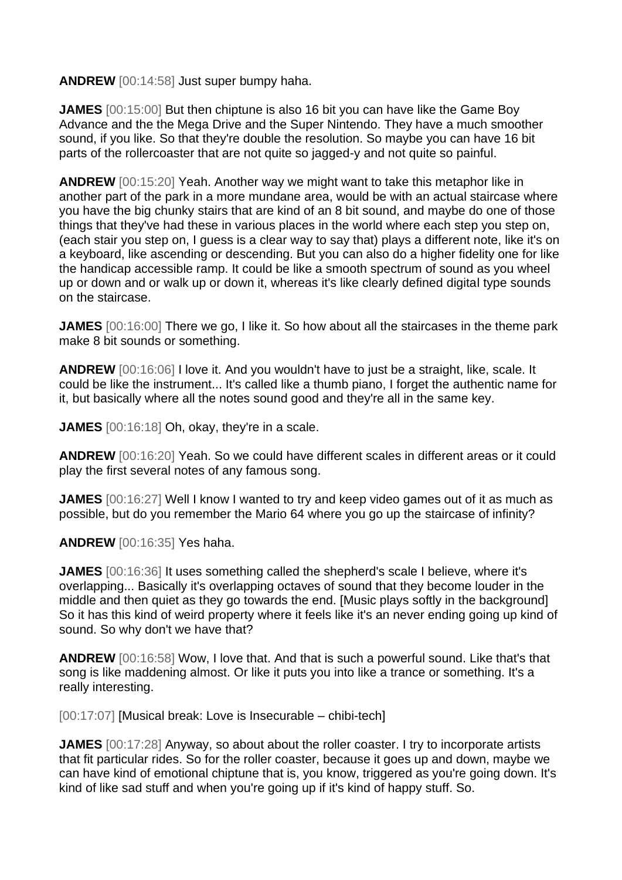**ANDREW** [00:14:58] Just super bumpy haha.

**JAMES** [00:15:00] But then chiptune is also 16 bit you can have like the Game Boy Advance and the the Mega Drive and the Super Nintendo. They have a much smoother sound, if you like. So that they're double the resolution. So maybe you can have 16 bit parts of the rollercoaster that are not quite so jagged-y and not quite so painful.

**ANDREW** [00:15:20] Yeah. Another way we might want to take this metaphor like in another part of the park in a more mundane area, would be with an actual staircase where you have the big chunky stairs that are kind of an 8 bit sound, and maybe do one of those things that they've had these in various places in the world where each step you step on, (each stair you step on, I guess is a clear way to say that) plays a different note, like it's on a keyboard, like ascending or descending. But you can also do a higher fidelity one for like the handicap accessible ramp. It could be like a smooth spectrum of sound as you wheel up or down and or walk up or down it, whereas it's like clearly defined digital type sounds on the staircase.

**JAMES** [00:16:00] There we go, I like it. So how about all the staircases in the theme park make 8 bit sounds or something.

**ANDREW** [00:16:06] I love it. And you wouldn't have to just be a straight, like, scale. It could be like the instrument... It's called like a thumb piano, I forget the authentic name for it, but basically where all the notes sound good and they're all in the same key.

**JAMES** [00:16:18] Oh, okay, they're in a scale.

**ANDREW** [00:16:20] Yeah. So we could have different scales in different areas or it could play the first several notes of any famous song.

**JAMES** [00:16:27] Well I know I wanted to try and keep video games out of it as much as possible, but do you remember the Mario 64 where you go up the staircase of infinity?

**ANDREW** [00:16:35] Yes haha.

**JAMES** [00:16:36] It uses something called the shepherd's scale I believe, where it's overlapping... Basically it's overlapping octaves of sound that they become louder in the middle and then quiet as they go towards the end. [Music plays softly in the background] So it has this kind of weird property where it feels like it's an never ending going up kind of sound. So why don't we have that?

**ANDREW** [00:16:58] Wow, I love that. And that is such a powerful sound. Like that's that song is like maddening almost. Or like it puts you into like a trance or something. It's a really interesting.

[00:17:07] [Musical break: Love is Insecurable – chibi-tech]

**JAMES** [00:17:28] Anyway, so about about the roller coaster. I try to incorporate artists that fit particular rides. So for the roller coaster, because it goes up and down, maybe we can have kind of emotional chiptune that is, you know, triggered as you're going down. It's kind of like sad stuff and when you're going up if it's kind of happy stuff. So.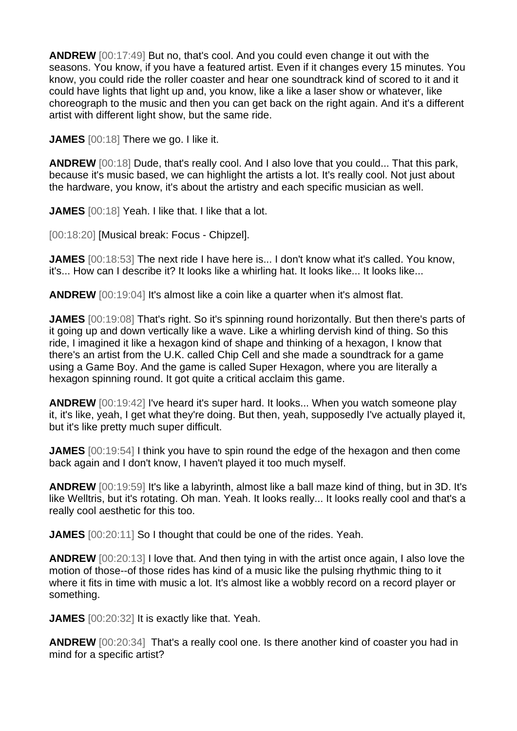**ANDREW** [00:17:49] But no, that's cool. And you could even change it out with the seasons. You know, if you have a featured artist. Even if it changes every 15 minutes. You know, you could ride the roller coaster and hear one soundtrack kind of scored to it and it could have lights that light up and, you know, like a like a laser show or whatever, like choreograph to the music and then you can get back on the right again. And it's a different artist with different light show, but the same ride.

**JAMES** [00:18] There we go. I like it.

**ANDREW** [00:18] Dude, that's really cool. And I also love that you could... That this park, because it's music based, we can highlight the artists a lot. It's really cool. Not just about the hardware, you know, it's about the artistry and each specific musician as well.

**JAMES** [00:18] Yeah. I like that. I like that a lot.

[00:18:20] [Musical break: Focus - Chipzel].

**JAMES** [00:18:53] The next ride I have here is... I don't know what it's called. You know, it's... How can I describe it? It looks like a whirling hat. It looks like... It looks like...

**ANDREW** [00:19:04] It's almost like a coin like a quarter when it's almost flat.

**JAMES** [00:19:08] That's right. So it's spinning round horizontally. But then there's parts of it going up and down vertically like a wave. Like a whirling dervish kind of thing. So this ride, I imagined it like a hexagon kind of shape and thinking of a hexagon, I know that there's an artist from the U.K. called Chip Cell and she made a soundtrack for a game using a Game Boy. And the game is called Super Hexagon, where you are literally a hexagon spinning round. It got quite a critical acclaim this game.

**ANDREW** [00:19:42] I've heard it's super hard. It looks... When you watch someone play it, it's like, yeah, I get what they're doing. But then, yeah, supposedly I've actually played it, but it's like pretty much super difficult.

**JAMES** [00:19:54] I think you have to spin round the edge of the hexagon and then come back again and I don't know, I haven't played it too much myself.

**ANDREW** [00:19:59] It's like a labyrinth, almost like a ball maze kind of thing, but in 3D. It's like Welltris, but it's rotating. Oh man. Yeah. It looks really... It looks really cool and that's a really cool aesthetic for this too.

**JAMES** [00:20:11] So I thought that could be one of the rides. Yeah.

**ANDREW** [00:20:13] I love that. And then tying in with the artist once again, I also love the motion of those--of those rides has kind of a music like the pulsing rhythmic thing to it where it fits in time with music a lot. It's almost like a wobbly record on a record player or something.

**JAMES** [00:20:32] It is exactly like that. Yeah.

**ANDREW** [00:20:34] That's a really cool one. Is there another kind of coaster you had in mind for a specific artist?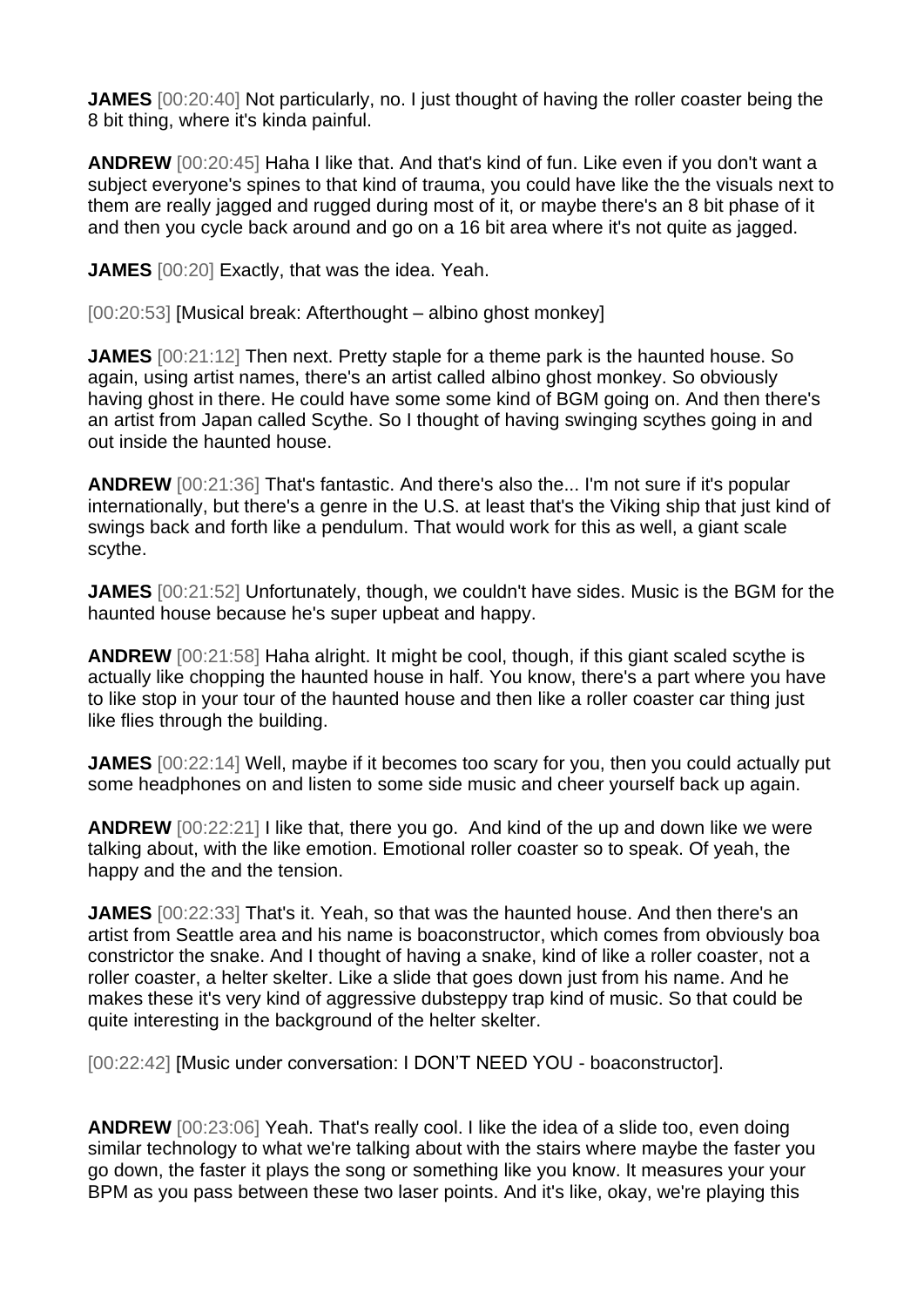**JAMES** [00:20:40] Not particularly, no. I just thought of having the roller coaster being the 8 bit thing, where it's kinda painful.

**ANDREW** [00:20:45] Haha I like that. And that's kind of fun. Like even if you don't want a subject everyone's spines to that kind of trauma, you could have like the the visuals next to them are really jagged and rugged during most of it, or maybe there's an 8 bit phase of it and then you cycle back around and go on a 16 bit area where it's not quite as jagged.

**JAMES** [00:20] Exactly, that was the idea. Yeah.

[00:20:53] [Musical break: Afterthought – albino ghost monkey]

**JAMES** [00:21:12] Then next. Pretty staple for a theme park is the haunted house. So again, using artist names, there's an artist called albino ghost monkey. So obviously having ghost in there. He could have some some kind of BGM going on. And then there's an artist from Japan called Scythe. So I thought of having swinging scythes going in and out inside the haunted house.

**ANDREW** [00:21:36] That's fantastic. And there's also the... I'm not sure if it's popular internationally, but there's a genre in the U.S. at least that's the Viking ship that just kind of swings back and forth like a pendulum. That would work for this as well, a giant scale scythe.

**JAMES** [00:21:52] Unfortunately, though, we couldn't have sides. Music is the BGM for the haunted house because he's super upbeat and happy.

**ANDREW** [00:21:58] Haha alright. It might be cool, though, if this giant scaled scythe is actually like chopping the haunted house in half. You know, there's a part where you have to like stop in your tour of the haunted house and then like a roller coaster car thing just like flies through the building.

**JAMES** [00:22:14] Well, maybe if it becomes too scary for you, then you could actually put some headphones on and listen to some side music and cheer yourself back up again.

**ANDREW** [00:22:21] I like that, there you go. And kind of the up and down like we were talking about, with the like emotion. Emotional roller coaster so to speak. Of yeah, the happy and the and the tension.

**JAMES** [00:22:33] That's it. Yeah, so that was the haunted house. And then there's an artist from Seattle area and his name is boaconstructor, which comes from obviously boa constrictor the snake. And I thought of having a snake, kind of like a roller coaster, not a roller coaster, a helter skelter. Like a slide that goes down just from his name. And he makes these it's very kind of aggressive dubsteppy trap kind of music. So that could be quite interesting in the background of the helter skelter.

[00:22:42] [Music under conversation: I DON'T NEED YOU - boaconstructor].

**ANDREW** [00:23:06] Yeah. That's really cool. I like the idea of a slide too, even doing similar technology to what we're talking about with the stairs where maybe the faster you go down, the faster it plays the song or something like you know. It measures your your BPM as you pass between these two laser points. And it's like, okay, we're playing this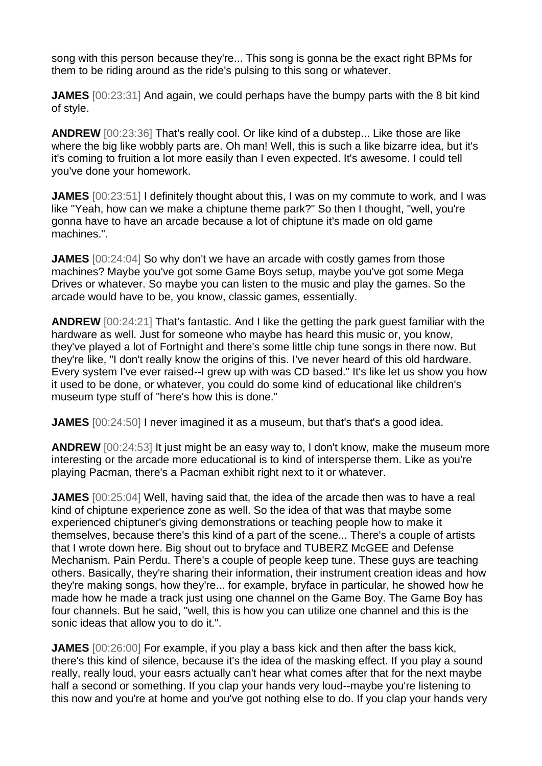song with this person because they're... This song is gonna be the exact right BPMs for them to be riding around as the ride's pulsing to this song or whatever.

**JAMES** [00:23:31] And again, we could perhaps have the bumpy parts with the 8 bit kind of style.

**ANDREW** [00:23:36] That's really cool. Or like kind of a dubstep... Like those are like where the big like wobbly parts are. Oh man! Well, this is such a like bizarre idea, but it's it's coming to fruition a lot more easily than I even expected. It's awesome. I could tell you've done your homework.

**JAMES** [00:23:51] I definitely thought about this, I was on my commute to work, and I was like "Yeah, how can we make a chiptune theme park?" So then I thought, "well, you're gonna have to have an arcade because a lot of chiptune it's made on old game machines.".

**JAMES** [00:24:04] So why don't we have an arcade with costly games from those machines? Maybe you've got some Game Boys setup, maybe you've got some Mega Drives or whatever. So maybe you can listen to the music and play the games. So the arcade would have to be, you know, classic games, essentially.

**ANDREW** [00:24:21] That's fantastic. And I like the getting the park guest familiar with the hardware as well. Just for someone who maybe has heard this music or, you know, they've played a lot of Fortnight and there's some little chip tune songs in there now. But they're like, "I don't really know the origins of this. I've never heard of this old hardware. Every system I've ever raised--I grew up with was CD based." It's like let us show you how it used to be done, or whatever, you could do some kind of educational like children's museum type stuff of "here's how this is done."

**JAMES** [00:24:50] I never imagined it as a museum, but that's that's a good idea.

**ANDREW** [00:24:53] It just might be an easy way to, I don't know, make the museum more interesting or the arcade more educational is to kind of intersperse them. Like as you're playing Pacman, there's a Pacman exhibit right next to it or whatever.

**JAMES** [00:25:04] Well, having said that, the idea of the arcade then was to have a real kind of chiptune experience zone as well. So the idea of that was that maybe some experienced chiptuner's giving demonstrations or teaching people how to make it themselves, because there's this kind of a part of the scene... There's a couple of artists that I wrote down here. Big shout out to bryface and TUBERZ McGEE and Defense Mechanism. Pain Perdu. There's a couple of people keep tune. These guys are teaching others. Basically, they're sharing their information, their instrument creation ideas and how they're making songs, how they're... for example, bryface in particular, he showed how he made how he made a track just using one channel on the Game Boy. The Game Boy has four channels. But he said, "well, this is how you can utilize one channel and this is the sonic ideas that allow you to do it.".

**JAMES** [00:26:00] For example, if you play a bass kick and then after the bass kick, there's this kind of silence, because it's the idea of the masking effect. If you play a sound really, really loud, your easrs actually can't hear what comes after that for the next maybe half a second or something. If you clap your hands very loud--maybe you're listening to this now and you're at home and you've got nothing else to do. If you clap your hands very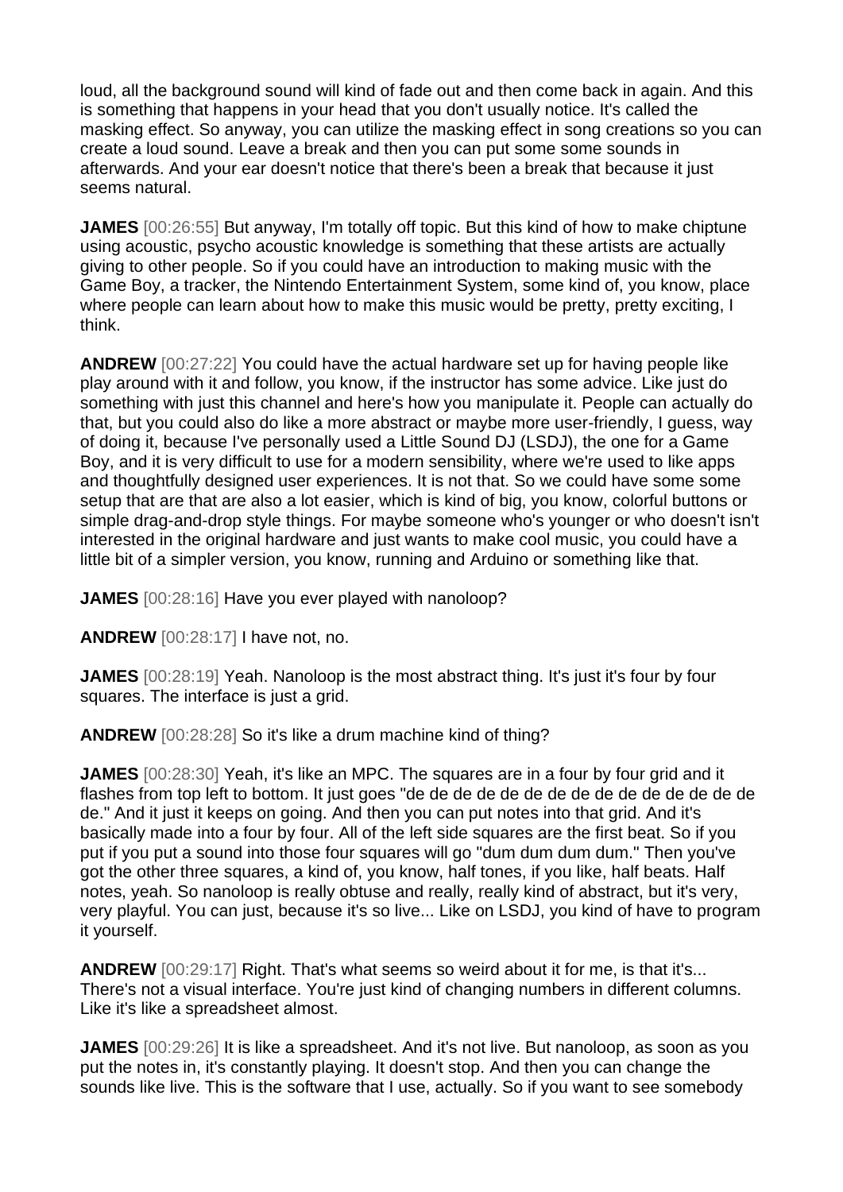loud, all the background sound will kind of fade out and then come back in again. And this is something that happens in your head that you don't usually notice. It's called the masking effect. So anyway, you can utilize the masking effect in song creations so you can create a loud sound. Leave a break and then you can put some some sounds in afterwards. And your ear doesn't notice that there's been a break that because it just seems natural.

**JAMES** [00:26:55] But anyway, I'm totally off topic. But this kind of how to make chiptune using acoustic, psycho acoustic knowledge is something that these artists are actually giving to other people. So if you could have an introduction to making music with the Game Boy, a tracker, the Nintendo Entertainment System, some kind of, you know, place where people can learn about how to make this music would be pretty, pretty exciting, I think.

**ANDREW** [00:27:22] You could have the actual hardware set up for having people like play around with it and follow, you know, if the instructor has some advice. Like just do something with just this channel and here's how you manipulate it. People can actually do that, but you could also do like a more abstract or maybe more user-friendly, I guess, way of doing it, because I've personally used a Little Sound DJ (LSDJ), the one for a Game Boy, and it is very difficult to use for a modern sensibility, where we're used to like apps and thoughtfully designed user experiences. It is not that. So we could have some some setup that are that are also a lot easier, which is kind of big, you know, colorful buttons or simple drag-and-drop style things. For maybe someone who's younger or who doesn't isn't interested in the original hardware and just wants to make cool music, you could have a little bit of a simpler version, you know, running and Arduino or something like that.

**JAMES** [00:28:16] Have you ever played with nanoloop?

**ANDREW** [00:28:17] I have not, no.

**JAMES** [00:28:19] Yeah. Nanoloop is the most abstract thing. It's just it's four by four squares. The interface is just a grid.

**ANDREW** [00:28:28] So it's like a drum machine kind of thing?

**JAMES** [00:28:30] Yeah, it's like an MPC. The squares are in a four by four grid and it flashes from top left to bottom. It just goes "de de de de de de de de de de de de de de de de de." And it just it keeps on going. And then you can put notes into that grid. And it's basically made into a four by four. All of the left side squares are the first beat. So if you put if you put a sound into those four squares will go "dum dum dum dum." Then you've got the other three squares, a kind of, you know, half tones, if you like, half beats. Half notes, yeah. So nanoloop is really obtuse and really, really kind of abstract, but it's very, very playful. You can just, because it's so live... Like on LSDJ, you kind of have to program it yourself.

**ANDREW** [00:29:17] Right. That's what seems so weird about it for me, is that it's... There's not a visual interface. You're just kind of changing numbers in different columns. Like it's like a spreadsheet almost.

**JAMES** [00:29:26] It is like a spreadsheet. And it's not live. But nanoloop, as soon as you put the notes in, it's constantly playing. It doesn't stop. And then you can change the sounds like live. This is the software that I use, actually. So if you want to see somebody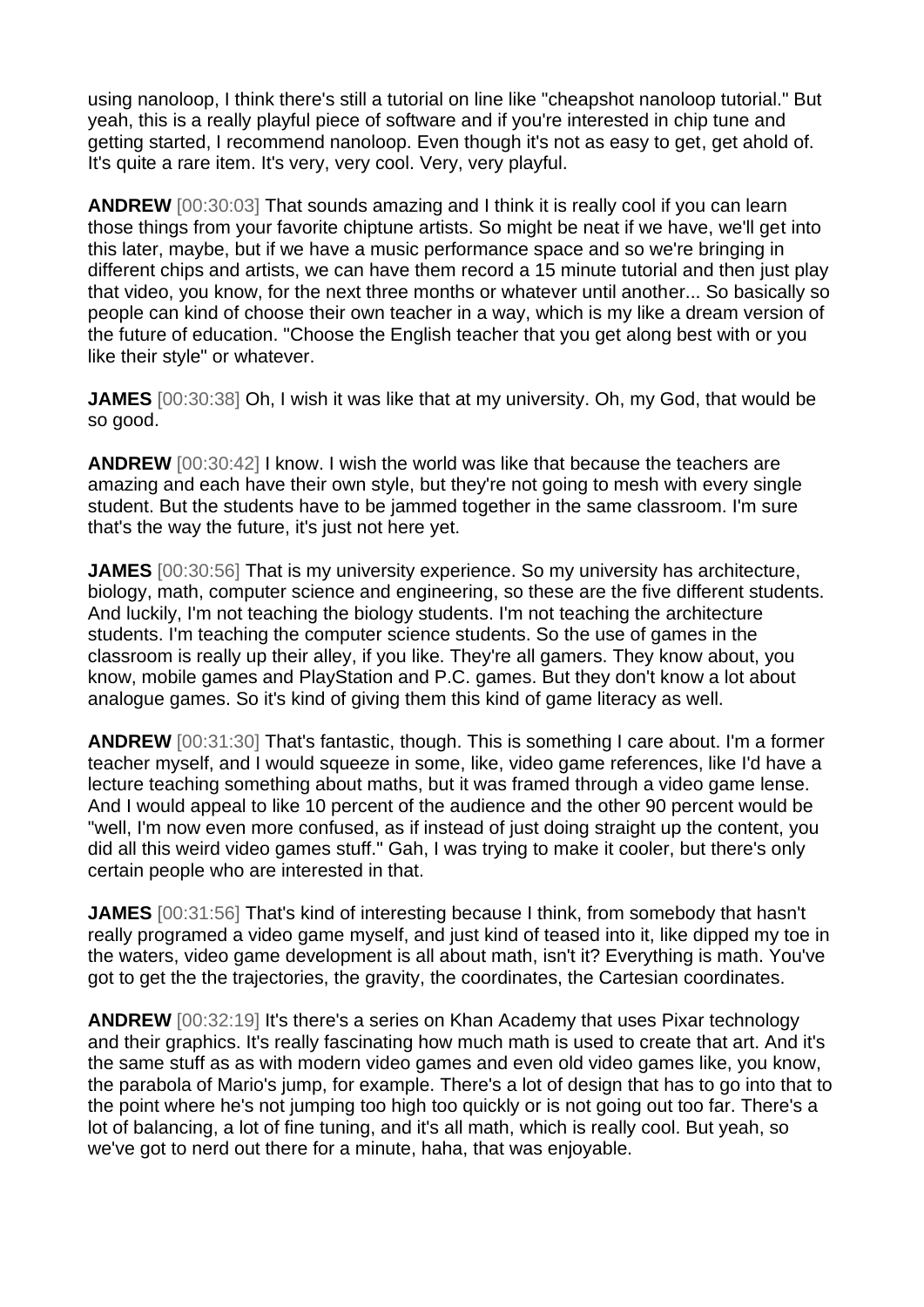using nanoloop, I think there's still a tutorial on line like "cheapshot nanoloop tutorial." But yeah, this is a really playful piece of software and if you're interested in chip tune and getting started, I recommend nanoloop. Even though it's not as easy to get, get ahold of. It's quite a rare item. It's very, very cool. Very, very playful.

**ANDREW** [00:30:03] That sounds amazing and I think it is really cool if you can learn those things from your favorite chiptune artists. So might be neat if we have, we'll get into this later, maybe, but if we have a music performance space and so we're bringing in different chips and artists, we can have them record a 15 minute tutorial and then just play that video, you know, for the next three months or whatever until another... So basically so people can kind of choose their own teacher in a way, which is my like a dream version of the future of education. "Choose the English teacher that you get along best with or you like their style" or whatever.

**JAMES** [00:30:38] Oh, I wish it was like that at my university. Oh, my God, that would be so good.

**ANDREW** [00:30:42] I know. I wish the world was like that because the teachers are amazing and each have their own style, but they're not going to mesh with every single student. But the students have to be jammed together in the same classroom. I'm sure that's the way the future, it's just not here yet.

**JAMES** [00:30:56] That is my university experience. So my university has architecture, biology, math, computer science and engineering, so these are the five different students. And luckily, I'm not teaching the biology students. I'm not teaching the architecture students. I'm teaching the computer science students. So the use of games in the classroom is really up their alley, if you like. They're all gamers. They know about, you know, mobile games and PlayStation and P.C. games. But they don't know a lot about analogue games. So it's kind of giving them this kind of game literacy as well.

**ANDREW** [00:31:30] That's fantastic, though. This is something I care about. I'm a former teacher myself, and I would squeeze in some, like, video game references, like I'd have a lecture teaching something about maths, but it was framed through a video game lense. And I would appeal to like 10 percent of the audience and the other 90 percent would be "well, I'm now even more confused, as if instead of just doing straight up the content, you did all this weird video games stuff." Gah, I was trying to make it cooler, but there's only certain people who are interested in that.

**JAMES** [00:31:56] That's kind of interesting because I think, from somebody that hasn't really programed a video game myself, and just kind of teased into it, like dipped my toe in the waters, video game development is all about math, isn't it? Everything is math. You've got to get the the trajectories, the gravity, the coordinates, the Cartesian coordinates.

**ANDREW** [00:32:19] It's there's a series on Khan Academy that uses Pixar technology and their graphics. It's really fascinating how much math is used to create that art. And it's the same stuff as as with modern video games and even old video games like, you know, the parabola of Mario's jump, for example. There's a lot of design that has to go into that to the point where he's not jumping too high too quickly or is not going out too far. There's a lot of balancing, a lot of fine tuning, and it's all math, which is really cool. But yeah, so we've got to nerd out there for a minute, haha, that was enjoyable.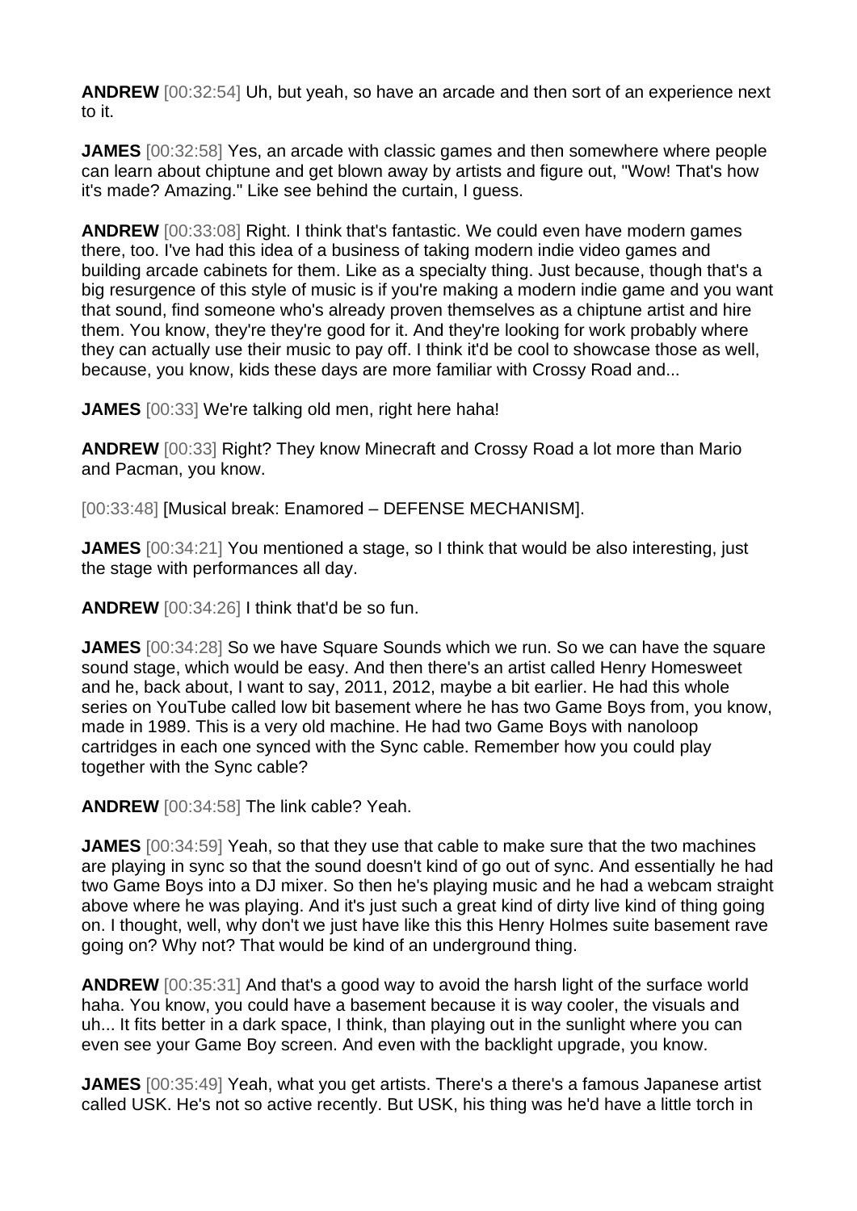**ANDREW** [00:32:54] Uh, but yeah, so have an arcade and then sort of an experience next to it.

**JAMES** [00:32:58] Yes, an arcade with classic games and then somewhere where people can learn about chiptune and get blown away by artists and figure out, "Wow! That's how it's made? Amazing." Like see behind the curtain, I guess.

**ANDREW** [00:33:08] Right. I think that's fantastic. We could even have modern games there, too. I've had this idea of a business of taking modern indie video games and building arcade cabinets for them. Like as a specialty thing. Just because, though that's a big resurgence of this style of music is if you're making a modern indie game and you want that sound, find someone who's already proven themselves as a chiptune artist and hire them. You know, they're they're good for it. And they're looking for work probably where they can actually use their music to pay off. I think it'd be cool to showcase those as well, because, you know, kids these days are more familiar with Crossy Road and...

**JAMES** [00:33] We're talking old men, right here haha!

**ANDREW** [00:33] Right? They know Minecraft and Crossy Road a lot more than Mario and Pacman, you know.

[00:33:48] [Musical break: Enamored – DEFENSE MECHANISM].

**JAMES** [00:34:21] You mentioned a stage, so I think that would be also interesting, just the stage with performances all day.

**ANDREW** [00:34:26] I think that'd be so fun.

**JAMES** [00:34:28] So we have Square Sounds which we run. So we can have the square sound stage, which would be easy. And then there's an artist called Henry Homesweet and he, back about, I want to say, 2011, 2012, maybe a bit earlier. He had this whole series on YouTube called low bit basement where he has two Game Boys from, you know, made in 1989. This is a very old machine. He had two Game Boys with nanoloop cartridges in each one synced with the Sync cable. Remember how you could play together with the Sync cable?

**ANDREW** [00:34:58] The link cable? Yeah.

**JAMES** [00:34:59] Yeah, so that they use that cable to make sure that the two machines are playing in sync so that the sound doesn't kind of go out of sync. And essentially he had two Game Boys into a DJ mixer. So then he's playing music and he had a webcam straight above where he was playing. And it's just such a great kind of dirty live kind of thing going on. I thought, well, why don't we just have like this this Henry Holmes suite basement rave going on? Why not? That would be kind of an underground thing.

**ANDREW** [00:35:31] And that's a good way to avoid the harsh light of the surface world haha. You know, you could have a basement because it is way cooler, the visuals and uh... It fits better in a dark space, I think, than playing out in the sunlight where you can even see your Game Boy screen. And even with the backlight upgrade, you know.

**JAMES** [00:35:49] Yeah, what you get artists. There's a there's a famous Japanese artist called USK. He's not so active recently. But USK, his thing was he'd have a little torch in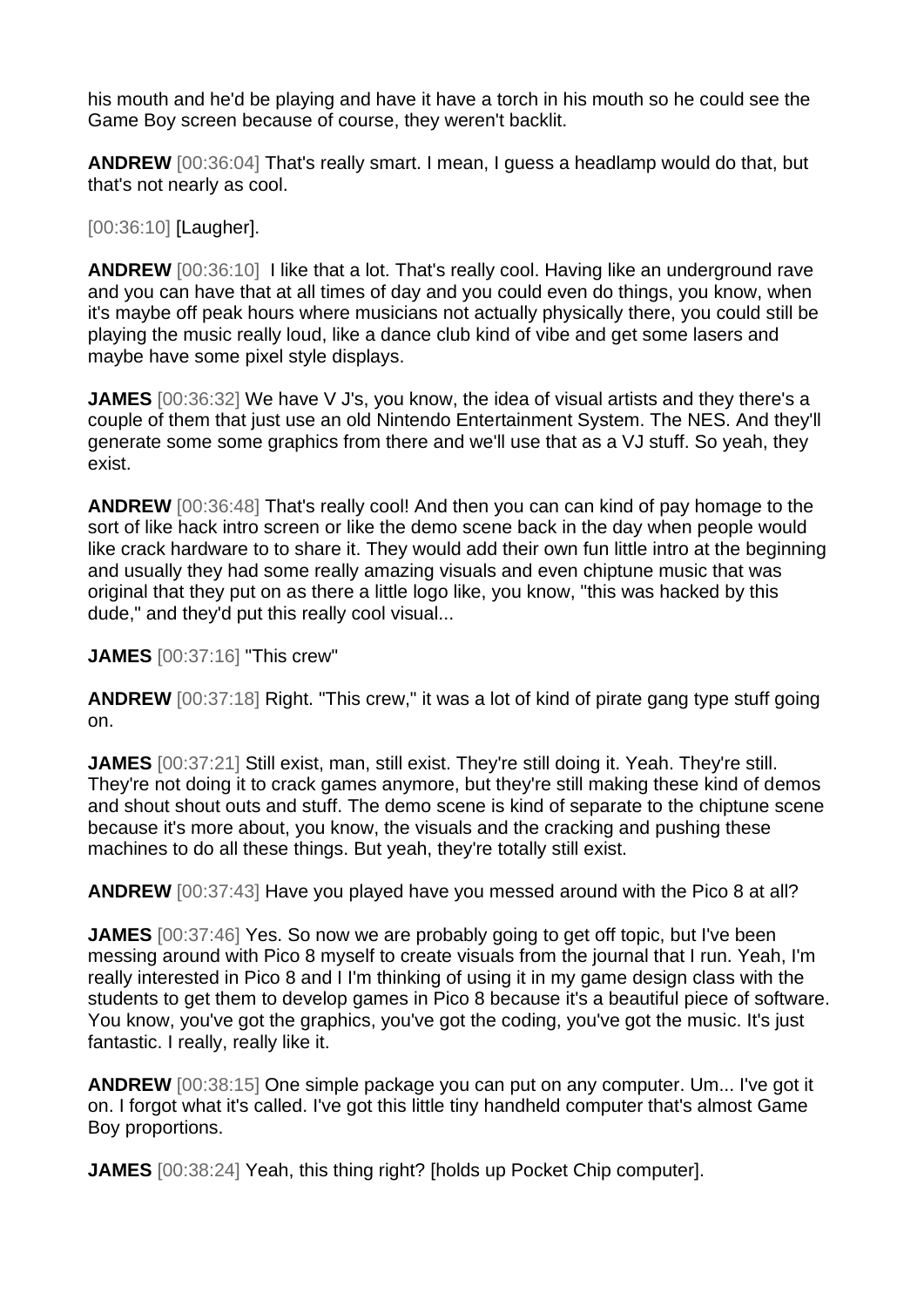his mouth and he'd be playing and have it have a torch in his mouth so he could see the Game Boy screen because of course, they weren't backlit.

**ANDREW** [00:36:04] That's really smart. I mean, I guess a headlamp would do that, but that's not nearly as cool.

[00:36:10] [Laugher].

**ANDREW** [00:36:10] I like that a lot. That's really cool. Having like an underground rave and you can have that at all times of day and you could even do things, you know, when it's maybe off peak hours where musicians not actually physically there, you could still be playing the music really loud, like a dance club kind of vibe and get some lasers and maybe have some pixel style displays.

**JAMES** [00:36:32] We have V J's, you know, the idea of visual artists and they there's a couple of them that just use an old Nintendo Entertainment System. The NES. And they'll generate some some graphics from there and we'll use that as a VJ stuff. So yeah, they exist.

**ANDREW** [00:36:48] That's really cool! And then you can can kind of pay homage to the sort of like hack intro screen or like the demo scene back in the day when people would like crack hardware to to share it. They would add their own fun little intro at the beginning and usually they had some really amazing visuals and even chiptune music that was original that they put on as there a little logo like, you know, "this was hacked by this dude," and they'd put this really cool visual...

**JAMES** [00:37:16] "This crew"

**ANDREW** [00:37:18] Right. "This crew," it was a lot of kind of pirate gang type stuff going on.

**JAMES** [00:37:21] Still exist, man, still exist. They're still doing it. Yeah. They're still. They're not doing it to crack games anymore, but they're still making these kind of demos and shout shout outs and stuff. The demo scene is kind of separate to the chiptune scene because it's more about, you know, the visuals and the cracking and pushing these machines to do all these things. But yeah, they're totally still exist.

**ANDREW** [00:37:43] Have you played have you messed around with the Pico 8 at all?

**JAMES** [00:37:46] Yes. So now we are probably going to get off topic, but I've been messing around with Pico 8 myself to create visuals from the journal that I run. Yeah, I'm really interested in Pico 8 and I I'm thinking of using it in my game design class with the students to get them to develop games in Pico 8 because it's a beautiful piece of software. You know, you've got the graphics, you've got the coding, you've got the music. It's just fantastic. I really, really like it.

**ANDREW** [00:38:15] One simple package you can put on any computer. Um... I've got it on. I forgot what it's called. I've got this little tiny handheld computer that's almost Game Boy proportions.

**JAMES** [00:38:24] Yeah, this thing right? [holds up Pocket Chip computer].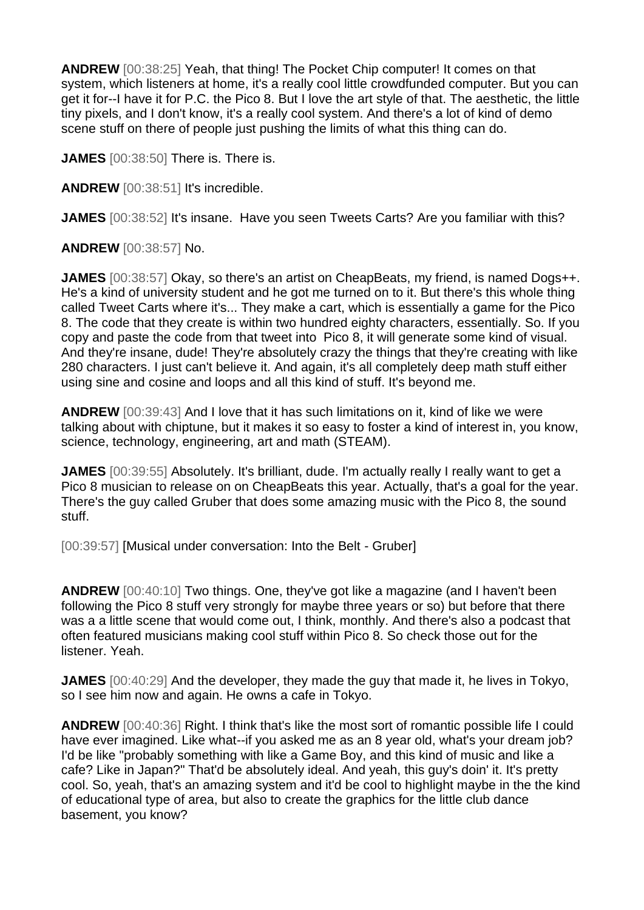**ANDREW** [00:38:25] Yeah, that thing! The Pocket Chip computer! It comes on that system, which listeners at home, it's a really cool little crowdfunded computer. But you can get it for--I have it for P.C. the Pico 8. But I love the art style of that. The aesthetic, the little tiny pixels, and I don't know, it's a really cool system. And there's a lot of kind of demo scene stuff on there of people just pushing the limits of what this thing can do.

**JAMES** [00:38:50] There is. There is.

**ANDREW** [00:38:51] It's incredible.

**JAMES** [00:38:52] It's insane.  Have you seen Tweets Carts? Are you familiar with this?

**ANDREW** [00:38:57] No.

**JAMES** [00:38:57] Okay, so there's an artist on CheapBeats, my friend, is named Dogs++. He's a kind of university student and he got me turned on to it. But there's this whole thing called Tweet Carts where it's... They make a cart, which is essentially a game for the Pico 8. The code that they create is within two hundred eighty characters, essentially. So. If you copy and paste the code from that tweet into  Pico 8, it will generate some kind of visual. And they're insane, dude! They're absolutely crazy the things that they're creating with like 280 characters. I just can't believe it. And again, it's all completely deep math stuff either using sine and cosine and loops and all this kind of stuff. It's beyond me.

**ANDREW** [00:39:43] And I love that it has such limitations on it, kind of like we were talking about with chiptune, but it makes it so easy to foster a kind of interest in, you know, science, technology, engineering, art and math (STEAM).

**JAMES** [00:39:55] Absolutely. It's brilliant, dude. I'm actually really I really want to get a Pico 8 musician to release on on CheapBeats this year. Actually, that's a goal for the year. There's the guy called Gruber that does some amazing music with the Pico 8, the sound stuff.

[00:39:57] [Musical under conversation: Into the Belt - Gruber]

**ANDREW** [00:40:10] Two things. One, they've got like a magazine (and I haven't been following the Pico 8 stuff very strongly for maybe three years or so) but before that there was a a little scene that would come out, I think, monthly. And there's also a podcast that often featured musicians making cool stuff within Pico 8. So check those out for the listener. Yeah.

**JAMES** [00:40:29] And the developer, they made the guy that made it, he lives in Tokyo, so I see him now and again. He owns a cafe in Tokyo.

**ANDREW** [00:40:36] Right. I think that's like the most sort of romantic possible life I could have ever imagined. Like what--if you asked me as an 8 year old, what's your dream job? I'd be like "probably something with like a Game Boy, and this kind of music and like a cafe? Like in Japan?" That'd be absolutely ideal. And yeah, this guy's doin' it. It's pretty cool. So, yeah, that's an amazing system and it'd be cool to highlight maybe in the the kind of educational type of area, but also to create the graphics for the little club dance basement, you know?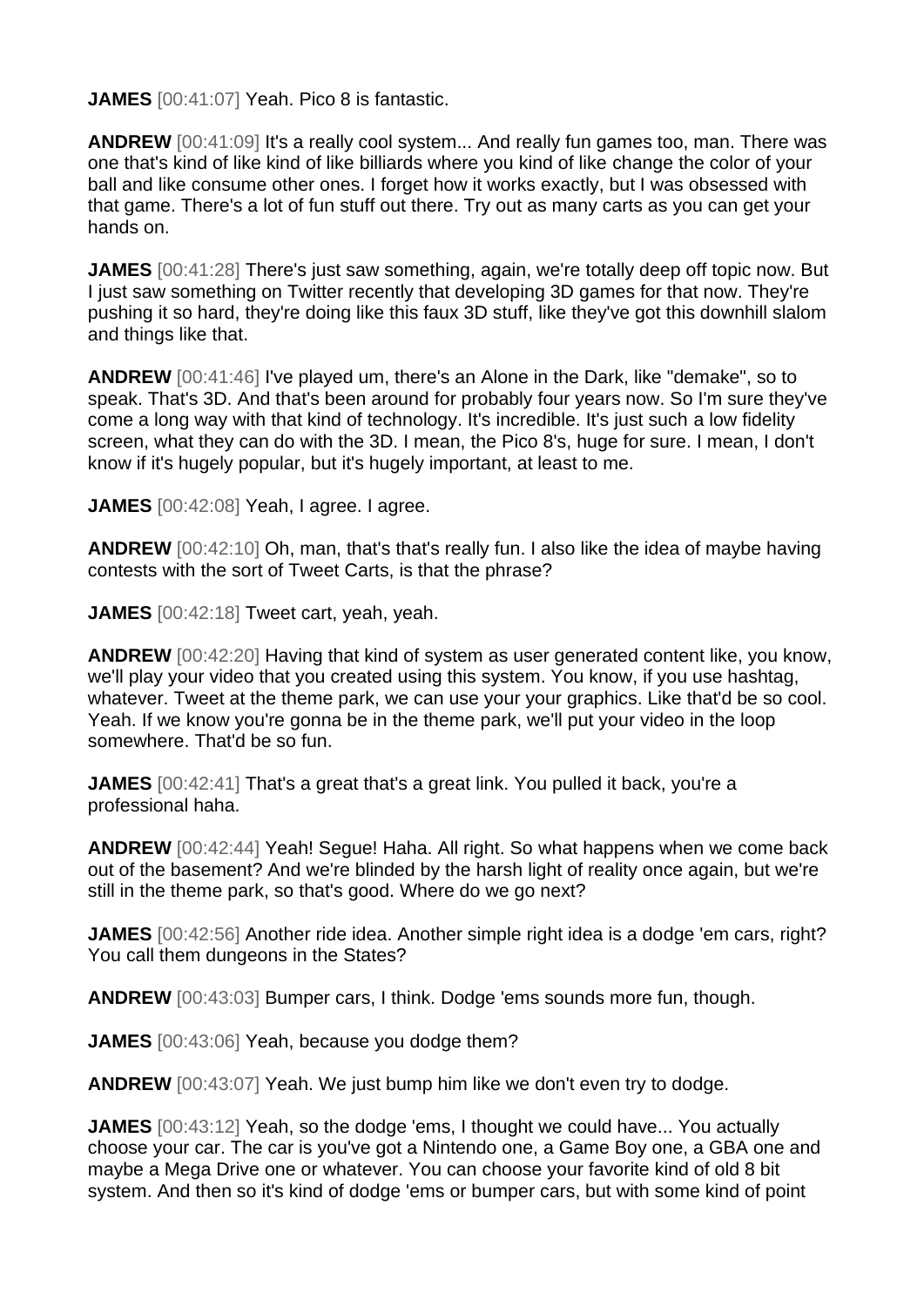**JAMES** [00:41:07] Yeah. Pico 8 is fantastic.

**ANDREW** [00:41:09] It's a really cool system... And really fun games too, man. There was one that's kind of like kind of like billiards where you kind of like change the color of your ball and like consume other ones. I forget how it works exactly, but I was obsessed with that game. There's a lot of fun stuff out there. Try out as many carts as you can get your hands on.

**JAMES** [00:41:28] There's just saw something, again, we're totally deep off topic now. But I just saw something on Twitter recently that developing 3D games for that now. They're pushing it so hard, they're doing like this faux 3D stuff, like they've got this downhill slalom and things like that.

**ANDREW** [00:41:46] I've played um, there's an Alone in the Dark, like "demake", so to speak. That's 3D. And that's been around for probably four years now. So I'm sure they've come a long way with that kind of technology. It's incredible. It's just such a low fidelity screen, what they can do with the 3D. I mean, the Pico 8's, huge for sure. I mean, I don't know if it's hugely popular, but it's hugely important, at least to me.

**JAMES** [00:42:08] Yeah, I agree. I agree.

**ANDREW** [00:42:10] Oh, man, that's that's really fun. I also like the idea of maybe having contests with the sort of Tweet Carts, is that the phrase?

**JAMES** [00:42:18] Tweet cart, yeah, yeah.

**ANDREW** [00:42:20] Having that kind of system as user generated content like, you know, we'll play your video that you created using this system. You know, if you use hashtag, whatever. Tweet at the theme park, we can use your your graphics. Like that'd be so cool. Yeah. If we know you're gonna be in the theme park, we'll put your video in the loop somewhere. That'd be so fun.

**JAMES** [00:42:41] That's a great that's a great link. You pulled it back, you're a professional haha.

**ANDREW** [00:42:44] Yeah! Segue! Haha. All right. So what happens when we come back out of the basement? And we're blinded by the harsh light of reality once again, but we're still in the theme park, so that's good. Where do we go next?

**JAMES** [00:42:56] Another ride idea. Another simple right idea is a dodge 'em cars, right? You call them dungeons in the States?

**ANDREW** [00:43:03] Bumper cars, I think. Dodge 'ems sounds more fun, though.

**JAMES** [00:43:06] Yeah, because you dodge them?

**ANDREW** [00:43:07] Yeah. We just bump him like we don't even try to dodge.

**JAMES** [00:43:12] Yeah, so the dodge 'ems, I thought we could have... You actually choose your car. The car is you've got a Nintendo one, a Game Boy one, a GBA one and maybe a Mega Drive one or whatever. You can choose your favorite kind of old 8 bit system. And then so it's kind of dodge 'ems or bumper cars, but with some kind of point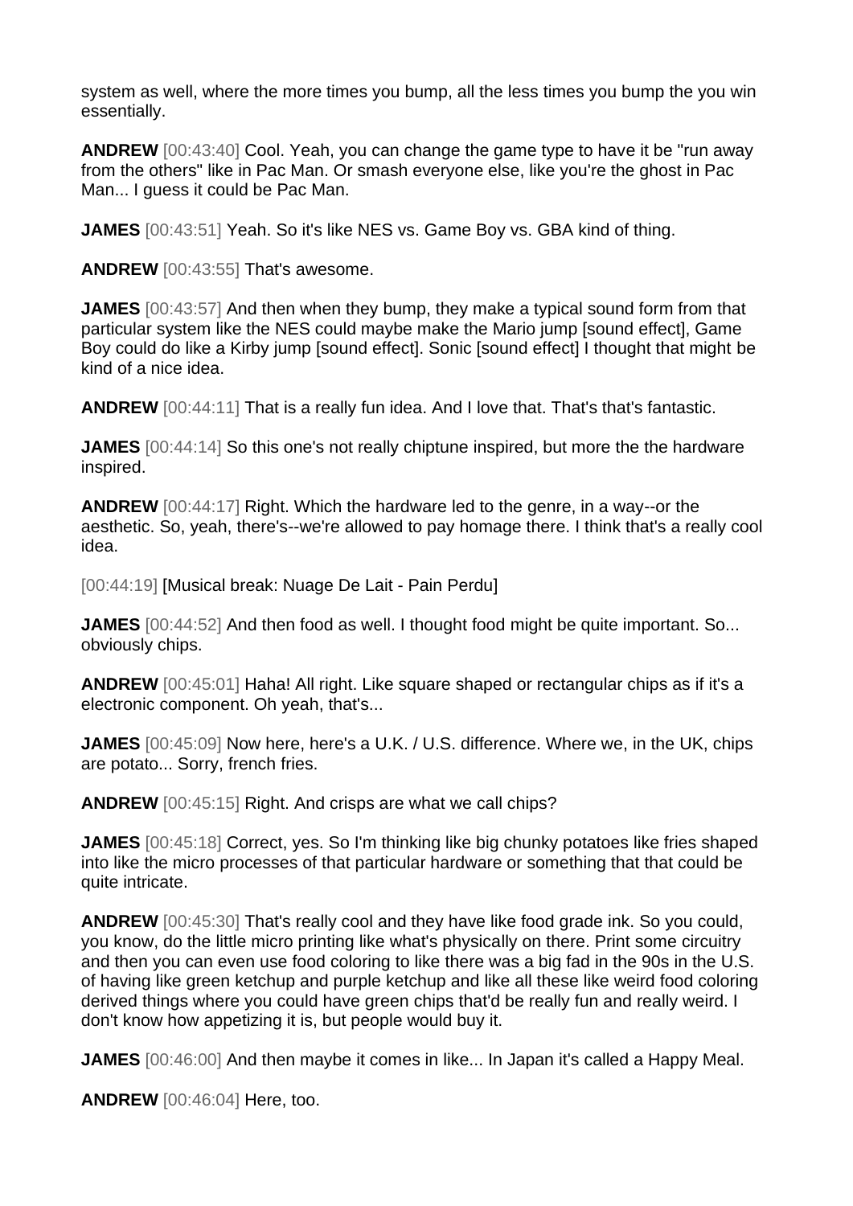system as well, where the more times you bump, all the less times you bump the you win essentially.

**ANDREW** [00:43:40] Cool. Yeah, you can change the game type to have it be "run away from the others" like in Pac Man. Or smash everyone else, like you're the ghost in Pac Man... I guess it could be Pac Man.

**JAMES** [00:43:51] Yeah. So it's like NES vs. Game Boy vs. GBA kind of thing.

**ANDREW** [00:43:55] That's awesome.

**JAMES** [00:43:57] And then when they bump, they make a typical sound form from that particular system like the NES could maybe make the Mario jump [sound effect], Game Boy could do like a Kirby jump [sound effect]. Sonic [sound effect] I thought that might be kind of a nice idea.

**ANDREW** [00:44:11] That is a really fun idea. And I love that. That's that's fantastic.

**JAMES** [00:44:14] So this one's not really chiptune inspired, but more the the hardware inspired.

**ANDREW** [00:44:17] Right. Which the hardware led to the genre, in a way--or the aesthetic. So, yeah, there's--we're allowed to pay homage there. I think that's a really cool idea.

[00:44:19] [Musical break: Nuage De Lait - Pain Perdu]

**JAMES** [00:44:52] And then food as well. I thought food might be quite important. So... obviously chips.

**ANDREW** [00:45:01] Haha! All right. Like square shaped or rectangular chips as if it's a electronic component. Oh yeah, that's...

**JAMES** [00:45:09] Now here, here's a U.K. / U.S. difference. Where we, in the UK, chips are potato... Sorry, french fries.

**ANDREW** [00:45:15] Right. And crisps are what we call chips?

**JAMES** [00:45:18] Correct, yes. So I'm thinking like big chunky potatoes like fries shaped into like the micro processes of that particular hardware or something that that could be quite intricate.

**ANDREW** [00:45:30] That's really cool and they have like food grade ink. So you could, you know, do the little micro printing like what's physically on there. Print some circuitry and then you can even use food coloring to like there was a big fad in the 90s in the U.S. of having like green ketchup and purple ketchup and like all these like weird food coloring derived things where you could have green chips that'd be really fun and really weird. I don't know how appetizing it is, but people would buy it.

**JAMES** [00:46:00] And then maybe it comes in like... In Japan it's called a Happy Meal.

**ANDREW** [00:46:04] Here, too.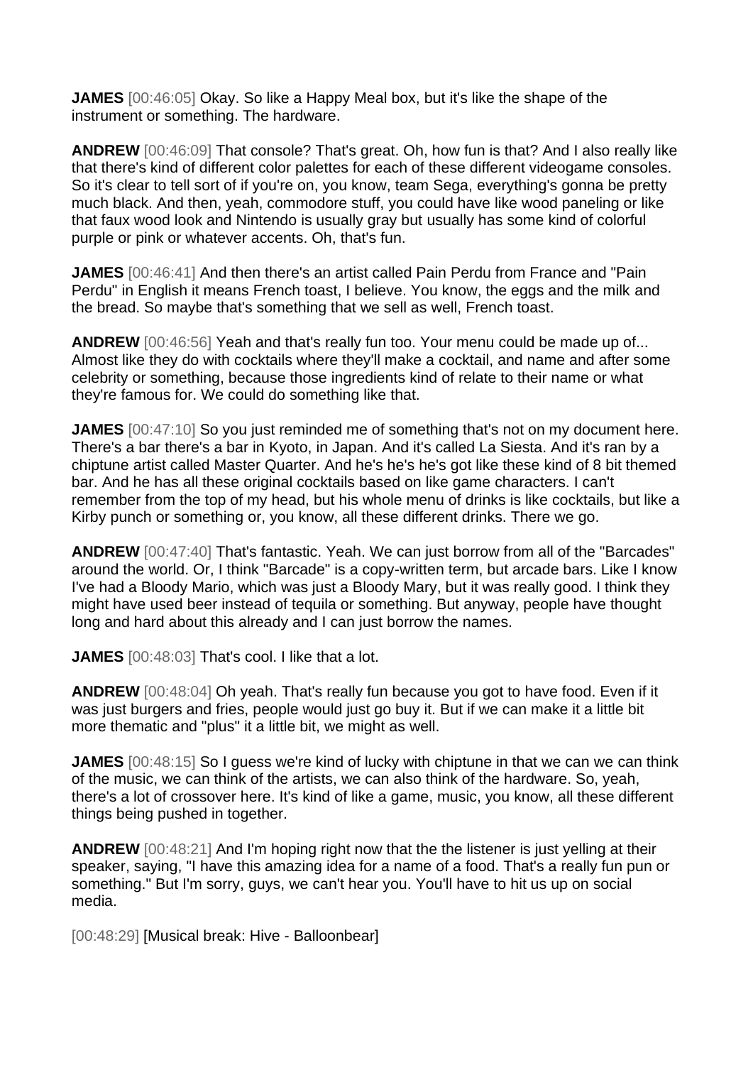**JAMES** [00:46:05] Okay. So like a Happy Meal box, but it's like the shape of the instrument or something. The hardware.

**ANDREW** [00:46:09] That console? That's great. Oh, how fun is that? And I also really like that there's kind of different color palettes for each of these different videogame consoles. So it's clear to tell sort of if you're on, you know, team Sega, everything's gonna be pretty much black. And then, yeah, commodore stuff, you could have like wood paneling or like that faux wood look and Nintendo is usually gray but usually has some kind of colorful purple or pink or whatever accents. Oh, that's fun.

**JAMES** [00:46:41] And then there's an artist called Pain Perdu from France and "Pain Perdu" in English it means French toast, I believe. You know, the eggs and the milk and the bread. So maybe that's something that we sell as well, French toast.

**ANDREW** [00:46:56] Yeah and that's really fun too. Your menu could be made up of... Almost like they do with cocktails where they'll make a cocktail, and name and after some celebrity or something, because those ingredients kind of relate to their name or what they're famous for. We could do something like that.

**JAMES** [00:47:10] So you just reminded me of something that's not on my document here. There's a bar there's a bar in Kyoto, in Japan. And it's called La Siesta. And it's ran by a chiptune artist called Master Quarter. And he's he's he's got like these kind of 8 bit themed bar. And he has all these original cocktails based on like game characters. I can't remember from the top of my head, but his whole menu of drinks is like cocktails, but like a Kirby punch or something or, you know, all these different drinks. There we go.

**ANDREW** [00:47:40] That's fantastic. Yeah. We can just borrow from all of the "Barcades" around the world. Or, I think "Barcade" is a copy-written term, but arcade bars. Like I know I've had a Bloody Mario, which was just a Bloody Mary, but it was really good. I think they might have used beer instead of tequila or something. But anyway, people have thought long and hard about this already and I can just borrow the names.

**JAMES** [00:48:03] That's cool. I like that a lot.

**ANDREW** [00:48:04] Oh yeah. That's really fun because you got to have food. Even if it was just burgers and fries, people would just go buy it. But if we can make it a little bit more thematic and "plus" it a little bit, we might as well.

**JAMES** [00:48:15] So I guess we're kind of lucky with chiptune in that we can we can think of the music, we can think of the artists, we can also think of the hardware. So, yeah, there's a lot of crossover here. It's kind of like a game, music, you know, all these different things being pushed in together.

**ANDREW** [00:48:21] And I'm hoping right now that the the listener is just yelling at their speaker, saying, "I have this amazing idea for a name of a food. That's a really fun pun or something." But I'm sorry, guys, we can't hear you. You'll have to hit us up on social media.

[00:48:29] [Musical break: Hive - Balloonbear]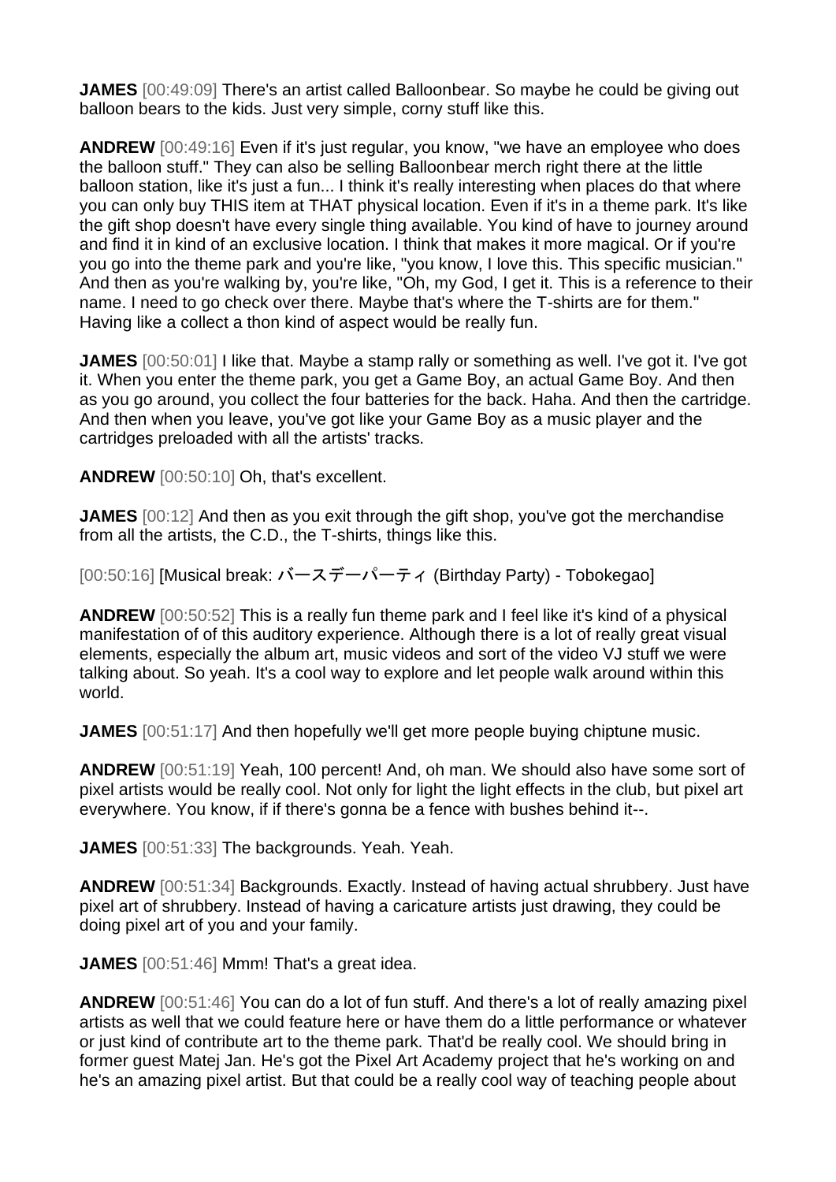**JAMES** [00:49:09] There's an artist called Balloonbear. So maybe he could be giving out balloon bears to the kids. Just very simple, corny stuff like this.

**ANDREW** [00:49:16] Even if it's just regular, you know, "we have an employee who does the balloon stuff." They can also be selling Balloonbear merch right there at the little balloon station, like it's just a fun... I think it's really interesting when places do that where you can only buy THIS item at THAT physical location. Even if it's in a theme park. It's like the gift shop doesn't have every single thing available. You kind of have to journey around and find it in kind of an exclusive location. I think that makes it more magical. Or if you're you go into the theme park and you're like, "you know, I love this. This specific musician." And then as you're walking by, you're like, "Oh, my God, I get it. This is a reference to their name. I need to go check over there. Maybe that's where the T-shirts are for them." Having like a collect a thon kind of aspect would be really fun.

**JAMES** [00:50:01] I like that. Maybe a stamp rally or something as well. I've got it. I've got it. When you enter the theme park, you get a Game Boy, an actual Game Boy. And then as you go around, you collect the four batteries for the back. Haha. And then the cartridge. And then when you leave, you've got like your Game Boy as a music player and the cartridges preloaded with all the artists' tracks.

**ANDREW** [00:50:10] Oh, that's excellent.

**JAMES** [00:12] And then as you exit through the gift shop, you've got the merchandise from all the artists, the C.D., the T-shirts, things like this.

[00:50:16] [Musical break: バースデーパーティ (Birthday Party) - Tobokegao]

**ANDREW** [00:50:52] This is a really fun theme park and I feel like it's kind of a physical manifestation of of this auditory experience. Although there is a lot of really great visual elements, especially the album art, music videos and sort of the video VJ stuff we were talking about. So yeah. It's a cool way to explore and let people walk around within this world.

**JAMES** [00:51:17] And then hopefully we'll get more people buying chiptune music.

**ANDREW** [00:51:19] Yeah, 100 percent! And, oh man. We should also have some sort of pixel artists would be really cool. Not only for light the light effects in the club, but pixel art everywhere. You know, if if there's gonna be a fence with bushes behind it--.

**JAMES** [00:51:33] The backgrounds. Yeah. Yeah.

**ANDREW** [00:51:34] Backgrounds. Exactly. Instead of having actual shrubbery. Just have pixel art of shrubbery. Instead of having a caricature artists just drawing, they could be doing pixel art of you and your family.

**JAMES** [00:51:46] Mmm! That's a great idea.

**ANDREW** [00:51:46] You can do a lot of fun stuff. And there's a lot of really amazing pixel artists as well that we could feature here or have them do a little performance or whatever or just kind of contribute art to the theme park. That'd be really cool. We should bring in former guest Matej Jan. He's got the Pixel Art Academy project that he's working on and he's an amazing pixel artist. But that could be a really cool way of teaching people about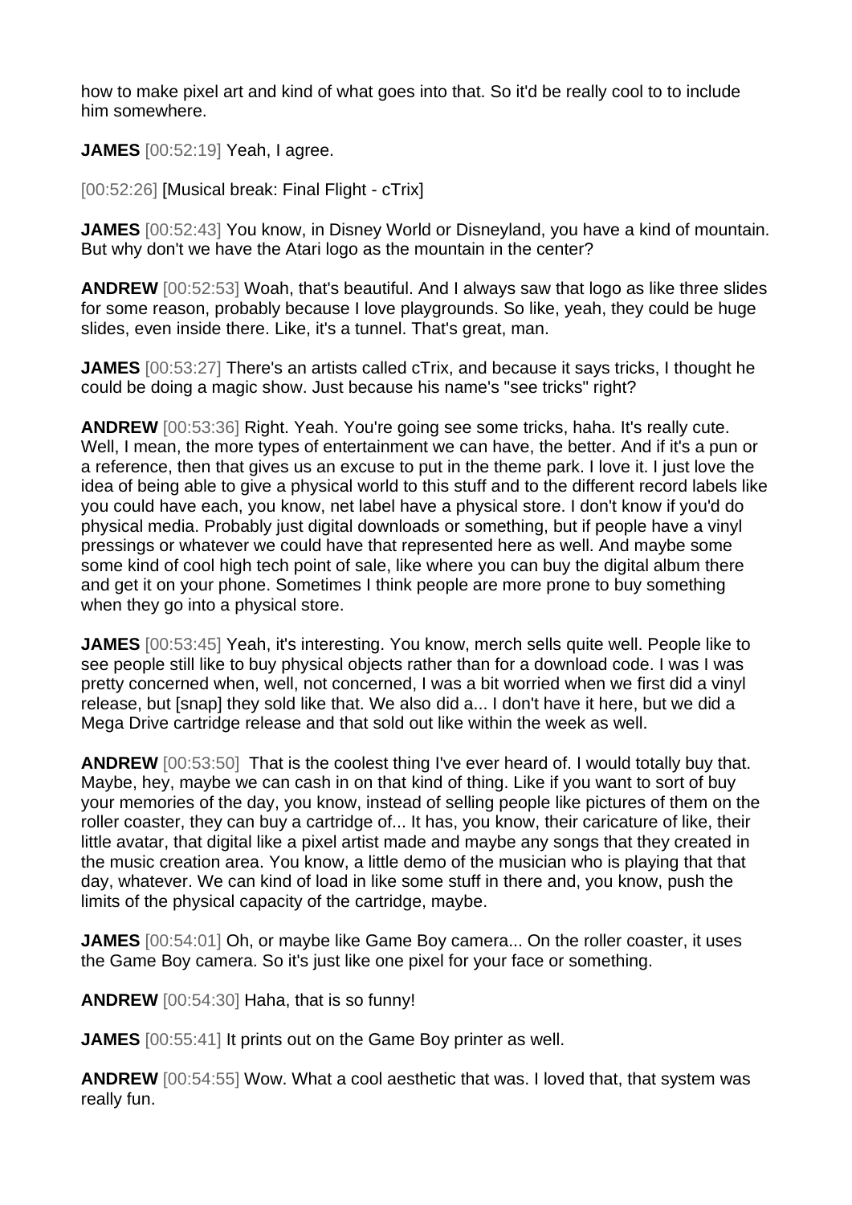how to make pixel art and kind of what goes into that. So it'd be really cool to to include him somewhere.

**JAMES** [00:52:19] Yeah, I agree.

[00:52:26] [Musical break: Final Flight - cTrix]

**JAMES** [00:52:43] You know, in Disney World or Disneyland, you have a kind of mountain. But why don't we have the Atari logo as the mountain in the center?

**ANDREW** [00:52:53] Woah, that's beautiful. And I always saw that logo as like three slides for some reason, probably because I love playgrounds. So like, yeah, they could be huge slides, even inside there. Like, it's a tunnel. That's great, man.

**JAMES** [00:53:27] There's an artists called cTrix, and because it says tricks, I thought he could be doing a magic show. Just because his name's "see tricks" right?

**ANDREW** [00:53:36] Right. Yeah. You're going see some tricks, haha. It's really cute. Well, I mean, the more types of entertainment we can have, the better. And if it's a pun or a reference, then that gives us an excuse to put in the theme park. I love it. I just love the idea of being able to give a physical world to this stuff and to the different record labels like you could have each, you know, net label have a physical store. I don't know if you'd do physical media. Probably just digital downloads or something, but if people have a vinyl pressings or whatever we could have that represented here as well. And maybe some some kind of cool high tech point of sale, like where you can buy the digital album there and get it on your phone. Sometimes I think people are more prone to buy something when they go into a physical store.

**JAMES** [00:53:45] Yeah, it's interesting. You know, merch sells quite well. People like to see people still like to buy physical objects rather than for a download code. I was I was pretty concerned when, well, not concerned, I was a bit worried when we first did a vinyl release, but [snap] they sold like that. We also did a... I don't have it here, but we did a Mega Drive cartridge release and that sold out like within the week as well.

**ANDREW** [00:53:50] That is the coolest thing I've ever heard of. I would totally buy that. Maybe, hey, maybe we can cash in on that kind of thing. Like if you want to sort of buy your memories of the day, you know, instead of selling people like pictures of them on the roller coaster, they can buy a cartridge of... It has, you know, their caricature of like, their little avatar, that digital like a pixel artist made and maybe any songs that they created in the music creation area. You know, a little demo of the musician who is playing that that day, whatever. We can kind of load in like some stuff in there and, you know, push the limits of the physical capacity of the cartridge, maybe.

**JAMES** [00:54:01] Oh, or maybe like Game Boy camera... On the roller coaster, it uses the Game Boy camera. So it's just like one pixel for your face or something.

**ANDREW** [00:54:30] Haha, that is so funny!

**JAMES** [00:55:41] It prints out on the Game Boy printer as well.

**ANDREW** [00:54:55] Wow. What a cool aesthetic that was. I loved that, that system was really fun.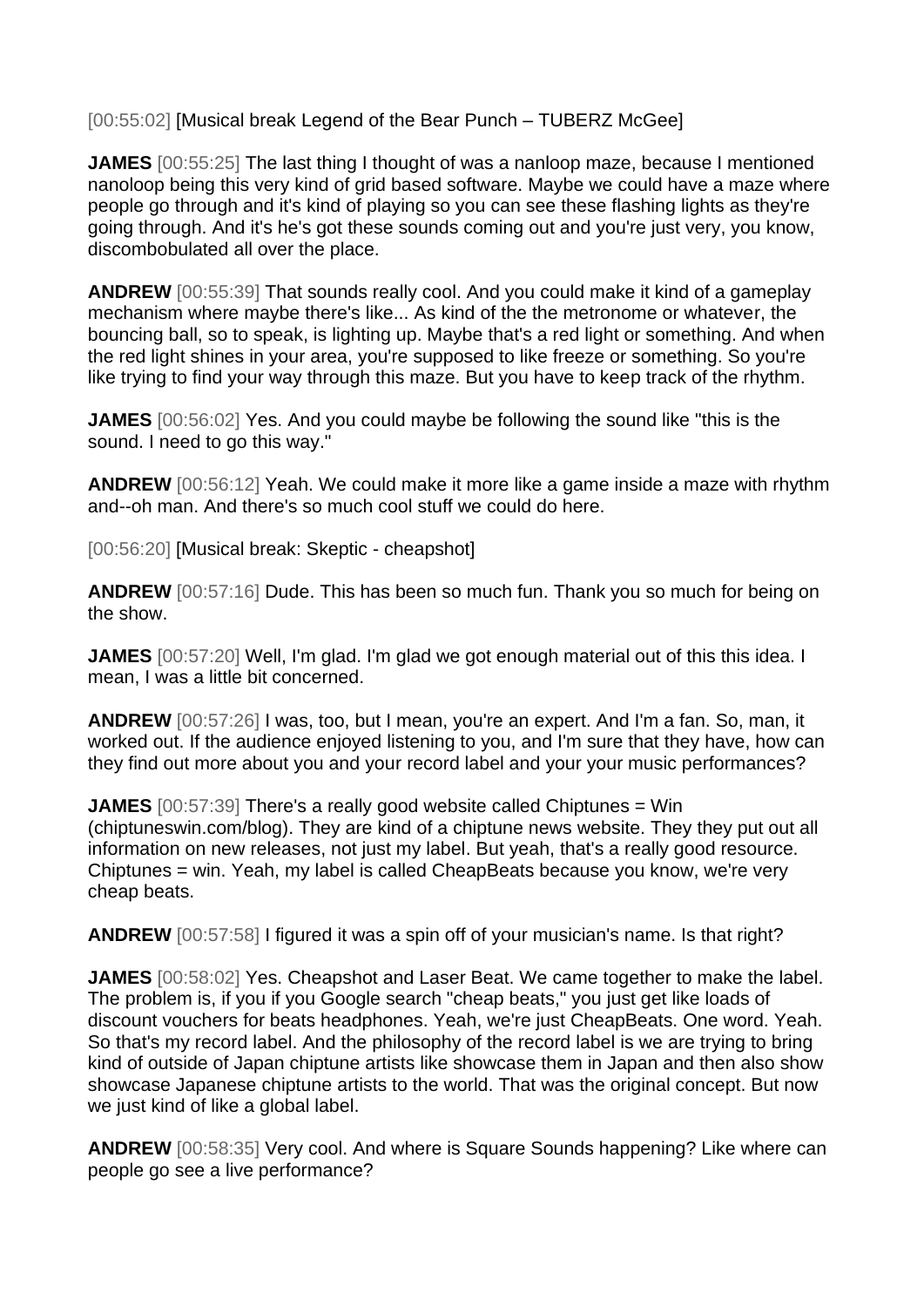[00:55:02] [Musical break Legend of the Bear Punch – TUBERZ McGee]

**JAMES** [00:55:25] The last thing I thought of was a nanloop maze, because I mentioned nanoloop being this very kind of grid based software. Maybe we could have a maze where people go through and it's kind of playing so you can see these flashing lights as they're going through. And it's he's got these sounds coming out and you're just very, you know, discombobulated all over the place.

**ANDREW** [00:55:39] That sounds really cool. And you could make it kind of a gameplay mechanism where maybe there's like... As kind of the the metronome or whatever, the bouncing ball, so to speak, is lighting up. Maybe that's a red light or something. And when the red light shines in your area, you're supposed to like freeze or something. So you're like trying to find your way through this maze. But you have to keep track of the rhythm.

**JAMES** [00:56:02] Yes. And you could maybe be following the sound like "this is the sound. I need to go this way."

**ANDREW** [00:56:12] Yeah. We could make it more like a game inside a maze with rhythm and--oh man. And there's so much cool stuff we could do here.

[00:56:20] [Musical break: Skeptic - cheapshot]

**ANDREW** [00:57:16] Dude. This has been so much fun. Thank you so much for being on the show.

**JAMES** [00:57:20] Well, I'm glad. I'm glad we got enough material out of this this idea. I mean, I was a little bit concerned.

**ANDREW** [00:57:26] I was, too, but I mean, you're an expert. And I'm a fan. So, man, it worked out. If the audience enjoyed listening to you, and I'm sure that they have, how can they find out more about you and your record label and your your music performances?

**JAMES** [00:57:39] There's a really good website called Chiptunes = Win (chiptuneswin.com/blog). They are kind of a chiptune news website. They they put out all information on new releases, not just my label. But yeah, that's a really good resource. Chiptunes = win. Yeah, my label is called CheapBeats because you know, we're very cheap beats.

**ANDREW** [00:57:58] I figured it was a spin off of your musician's name. Is that right?

**JAMES** [00:58:02] Yes. Cheapshot and Laser Beat. We came together to make the label. The problem is, if you if you Google search "cheap beats," you just get like loads of discount vouchers for beats headphones. Yeah, we're just CheapBeats. One word. Yeah. So that's my record label. And the philosophy of the record label is we are trying to bring kind of outside of Japan chiptune artists like showcase them in Japan and then also show showcase Japanese chiptune artists to the world. That was the original concept. But now we just kind of like a global label.

**ANDREW** [00:58:35] Very cool. And where is Square Sounds happening? Like where can people go see a live performance?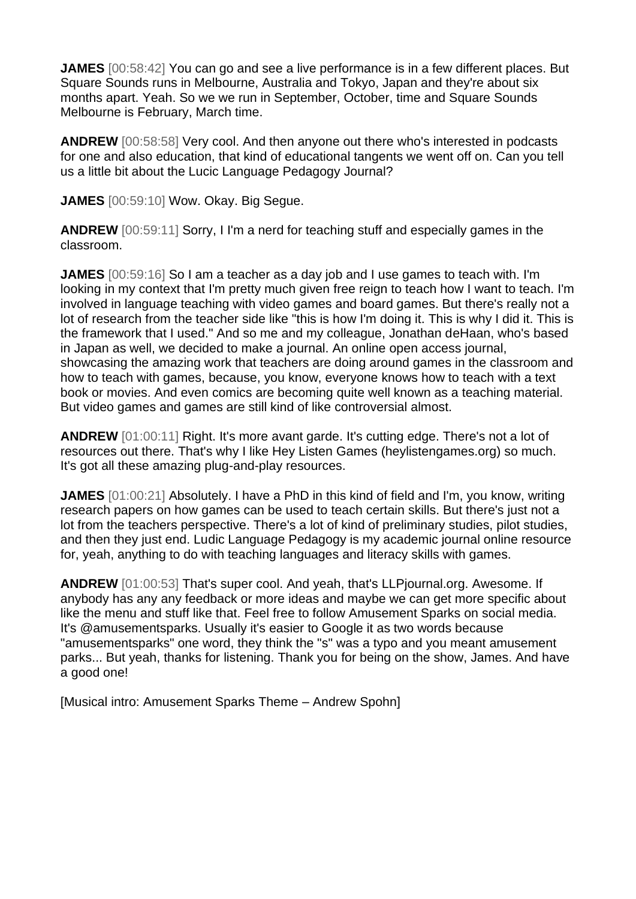**JAMES** [00:58:42] You can go and see a live performance is in a few different places. But Square Sounds runs in Melbourne, Australia and Tokyo, Japan and they're about six months apart. Yeah. So we we run in September, October, time and Square Sounds Melbourne is February, March time.

**ANDREW** [00:58:58] Very cool. And then anyone out there who's interested in podcasts for one and also education, that kind of educational tangents we went off on. Can you tell us a little bit about the Lucic Language Pedagogy Journal?

**JAMES** [00:59:10] Wow. Okay. Big Segue.

**ANDREW** [00:59:11] Sorry, I I'm a nerd for teaching stuff and especially games in the classroom.

**JAMES** [00:59:16] So I am a teacher as a day job and I use games to teach with. I'm looking in my context that I'm pretty much given free reign to teach how I want to teach. I'm involved in language teaching with video games and board games. But there's really not a lot of research from the teacher side like "this is how I'm doing it. This is why I did it. This is the framework that I used." And so me and my colleague, Jonathan deHaan, who's based in Japan as well, we decided to make a journal. An online open access journal, showcasing the amazing work that teachers are doing around games in the classroom and how to teach with games, because, you know, everyone knows how to teach with a text book or movies. And even comics are becoming quite well known as a teaching material. But video games and games are still kind of like controversial almost.

**ANDREW** [01:00:11] Right. It's more avant garde. It's cutting edge. There's not a lot of resources out there. That's why I like Hey Listen Games (heylistengames.org) so much. It's got all these amazing plug-and-play resources.

**JAMES** [01:00:21] Absolutely. I have a PhD in this kind of field and I'm, you know, writing research papers on how games can be used to teach certain skills. But there's just not a lot from the teachers perspective. There's a lot of kind of preliminary studies, pilot studies, and then they just end. Ludic Language Pedagogy is my academic journal online resource for, yeah, anything to do with teaching languages and literacy skills with games.

**ANDREW** [01:00:53] That's super cool. And yeah, that's LLPjournal.org. Awesome. If anybody has any any feedback or more ideas and maybe we can get more specific about like the menu and stuff like that. Feel free to follow Amusement Sparks on social media. It's @amusementsparks. Usually it's easier to Google it as two words because "amusementsparks" one word, they think the "s" was a typo and you meant amusement parks... But yeah, thanks for listening. Thank you for being on the show, James. And have a good one!

[Musical intro: Amusement Sparks Theme – Andrew Spohn]